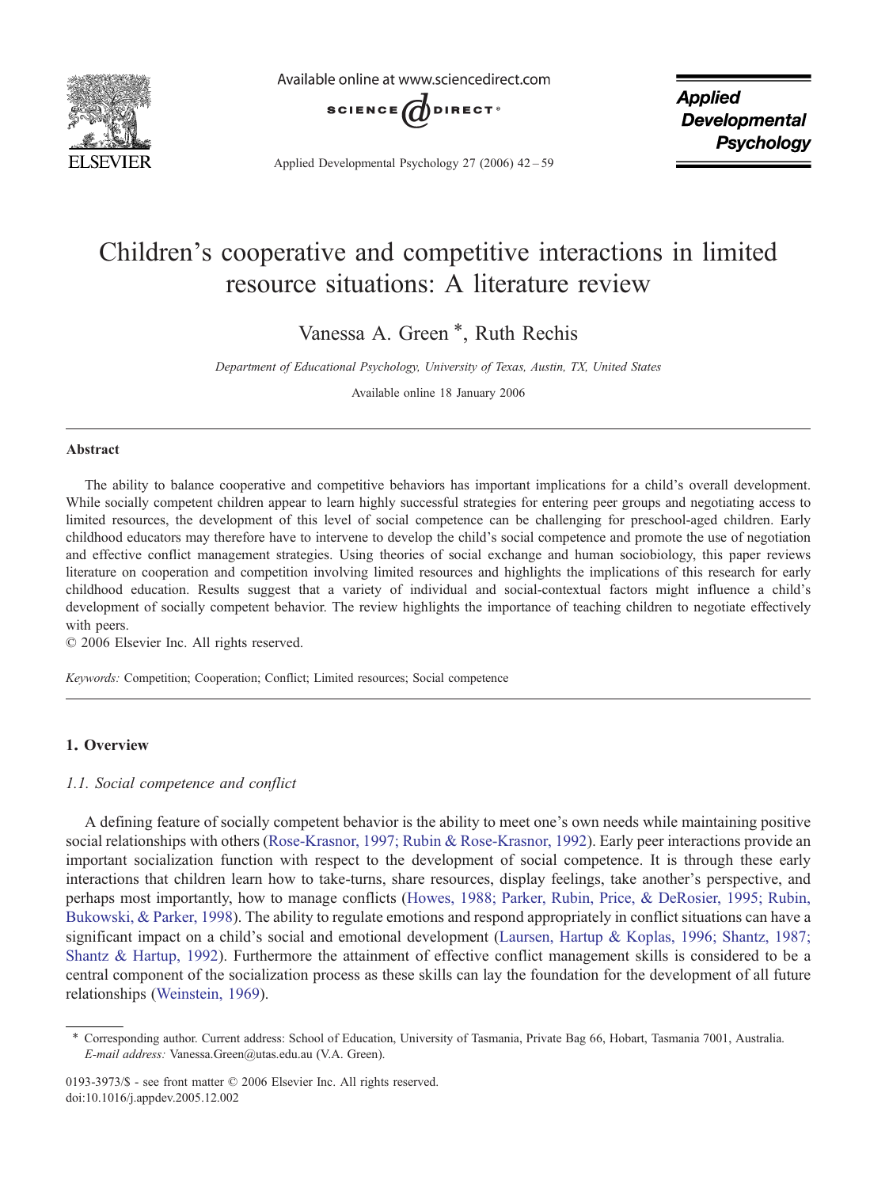# Children's cooperative and competitive interactions in limited resource situations: A literature review

Vanessa A. Green *, Ruth Rechis

*Department of Educational Psychology, University of Texas, Austin, TX, United States*

Available online 18 January 2006

## Abstract

The ability to balance cooperative and competitive behaviors has important implications for a child's overall development. While socially competent children appear to learn highly successful strategies for entering peer groups and negotiating access to limited resources, the development of this level of social competence can be challenging for preschool-aged children. Early childhood educators may therefore have to intervene to develop the child's social competence and promote the use of negotiation and effective conflict management strategies. Using theories of social exchange and human sociobiology, this paper reviews literature on cooperation and competition involving limited resources and highlights the implications of this research for early childhood education. Results suggest that a variety of individual and social-contextual factors might influence a child's development of socially competent behavior. The review highlights the importance of teaching children to negotiate effectively with peers.

© 2006 Elsevier Inc. All rights reserved.

*Keywords:* Competition; Cooperation; Conflict; Limited resources; Social competence

## 1. Overview

### 1.1. Social competence and conflict

A defining feature of socially competent behavior is the ability to meet one's own needs while maintaining positive social relationships with others (Rose-Krasnor, 1997; Rubin & Rose-Krasnor, 1992). Early peer interactions provide an important socialization function with respect to the development of social competence. It is through these early interactions that children learn how to take-turns, share resources, display feelings, take another's perspective, and perhaps most importantly, how to manage conflicts (Howes, 1988; Parker, Rubin, Price, & DeRosier, 1995; Rubin, Bukowski, & Parker, 1998). The ability to regulate emotions and respond appropriately in conflict situations can have a significant impact on a child's social and emotional development (Laursen, Hartup & Koplas, 1996; Shantz, 1987; Shantz & Hartup, 1992). Furthermore the attainment of effective conflict management skills is considered to be a central component of the socialization process as these skills can lay the foundation for the development of all future relationships (Weinstein, 1969).

* Corresponding author. Current address: School of Education, University of Tasmania, Private Bag 66, Hobart, Tasmania 7001, Australia. *E-mail address:* Vanessa.Green@utas.edu.au (V.A. Green).

0193-3973/$ - see front matter © 2006 Elsevier Inc. All rights reserved.
doi:10.1016/j.appdev.2005.12.002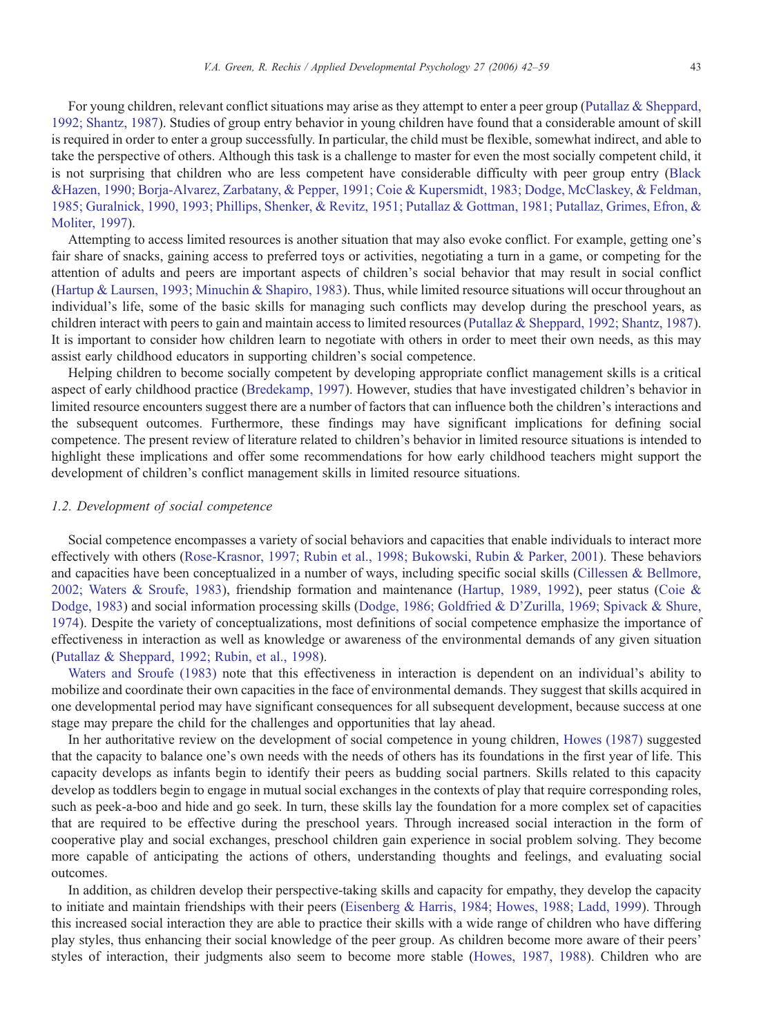For young children, relevant conflict situations may arise as they attempt to enter a peer group (Putallaz & Sheppard, 1992; Shantz, 1987). Studies of group entry behavior in young children have found that a considerable amount of skill is required in order to enter a group successfully. In particular, the child must be flexible, somewhat indirect, and able to take the perspective of others. Although this task is a challenge to master for even the most socially competent child, it is not surprising that children who are less competent have considerable difficulty with peer group entry (Black &Hazen, 1990; Borja-Alvarez, Zarbatany, & Pepper, 1991; Coie & Kupersmidt, 1983; Dodge, McClaskey, & Feldman, 1985; Guralnick, 1990, 1993; Phillips, Shenker, & Revitz, 1951; Putallaz & Gottman, 1981; Putallaz, Grimes, Efron, & Moliter, 1997).

Attempting to access limited resources is another situation that may also evoke conflict. For example, getting one's fair share of snacks, gaining access to preferred toys or activities, negotiating a turn in a game, or competing for the attention of adults and peers are important aspects of children's social behavior that may result in social conflict (Hartup & Laursen, 1993; Minuchin & Shapiro, 1983). Thus, while limited resource situations will occur throughout an individual's life, some of the basic skills for managing such conflicts may develop during the preschool years, as children interact with peers to gain and maintain access to limited resources (Putallaz & Sheppard, 1992; Shantz, 1987). It is important to consider how children learn to negotiate with others in order to meet their own needs, as this may assist early childhood educators in supporting children's social competence.

Helping children to become socially competent by developing appropriate conflict management skills is a critical aspect of early childhood practice (Bredekamp, 1997). However, studies that have investigated children's behavior in limited resource encounters suggest there are a number of factors that can influence both the children's interactions and the subsequent outcomes. Furthermore, these findings may have significant implications for defining social competence. The present review of literature related to children's behavior in limited resource situations is intended to highlight these implications and offer some recommendations for how early childhood teachers might support the development of children's conflict management skills in limited resource situations.

### *1.2. Development of social competence*

Social competence encompasses a variety of social behaviors and capacities that enable individuals to interact more effectively with others (Rose-Krasnor, 1997; Rubin et al., 1998; Bukowski, Rubin & Parker, 2001). These behaviors and capacities have been conceptualized in a number of ways, including specific social skills (Cillessen & Bellmore, 2002; Waters & Sroufe, 1983), friendship formation and maintenance (Hartup, 1989, 1992), peer status (Coie & Dodge, 1983) and social information processing skills (Dodge, 1986; Goldfried & D'Zurilla, 1969; Spivack & Shure, 1974). Despite the variety of conceptualizations, most definitions of social competence emphasize the importance of effectiveness in interaction as well as knowledge or awareness of the environmental demands of any given situation (Putallaz & Sheppard, 1992; Rubin, et al., 1998).

Waters and Sroufe (1983) note that this effectiveness in interaction is dependent on an individual's ability to mobilize and coordinate their own capacities in the face of environmental demands. They suggest that skills acquired in one developmental period may have significant consequences for all subsequent development, because success at one stage may prepare the child for the challenges and opportunities that lay ahead.

In her authoritative review on the development of social competence in young children, Howes (1987) suggested that the capacity to balance one's own needs with the needs of others has its foundations in the first year of life. This capacity develops as infants begin to identify their peers as budding social partners. Skills related to this capacity develop as toddlers begin to engage in mutual social exchanges in the contexts of play that require corresponding roles, such as peek-a-boo and hide and go seek. In turn, these skills lay the foundation for a more complex set of capacities that are required to be effective during the preschool years. Through increased social interaction in the form of cooperative play and social exchanges, preschool children gain experience in social problem solving. They become more capable of anticipating the actions of others, understanding thoughts and feelings, and evaluating social outcomes.

In addition, as children develop their perspective-taking skills and capacity for empathy, they develop the capacity to initiate and maintain friendships with their peers (Eisenberg & Harris, 1984; Howes, 1988; Ladd, 1999). Through this increased social interaction they are able to practice their skills with a wide range of children who have differing play styles, thus enhancing their social knowledge of the peer group. As children become more aware of their peers' styles of interaction, their judgments also seem to become more stable (Howes, 1987, 1988). Children who are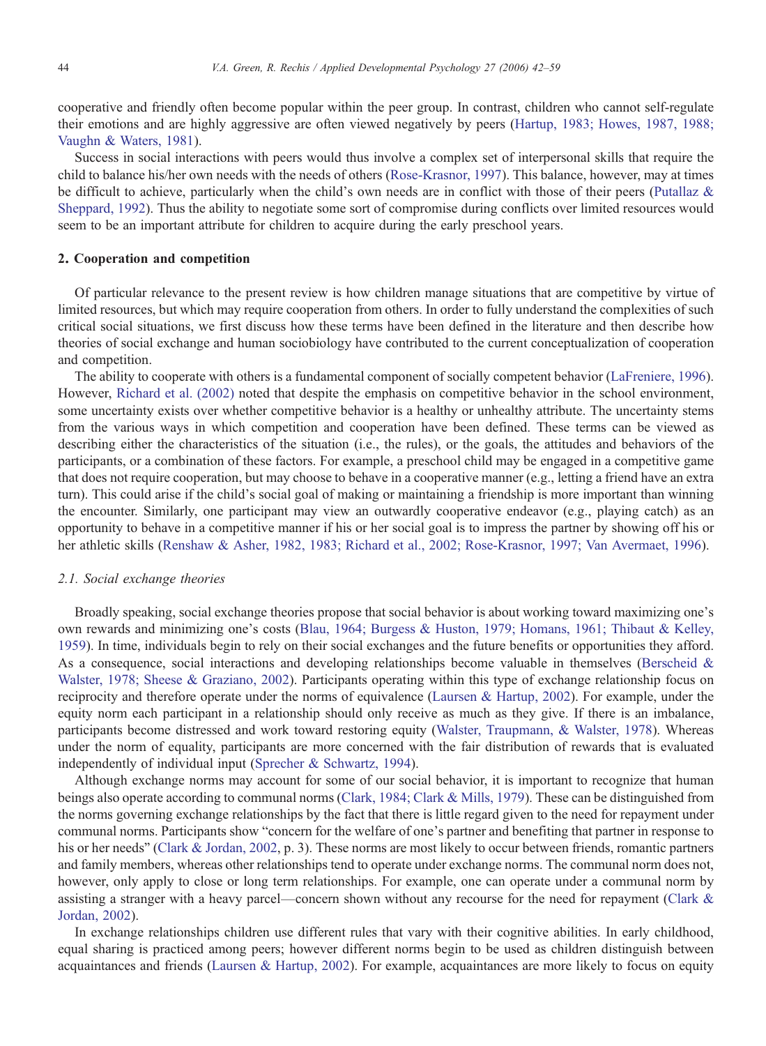cooperative and friendly often become popular within the peer group. In contrast, children who cannot self-regulate their emotions and are highly aggressive are often viewed negatively by peers (Hartup, 1983; Howes, 1987, 1988; Vaughn & Waters, 1981).

Success in social interactions with peers would thus involve a complex set of interpersonal skills that require the child to balance his/her own needs with the needs of others (Rose-Krasnor, 1997). This balance, however, may at times be difficult to achieve, particularly when the child's own needs are in conflict with those of their peers (Putallaz & Sheppard, 1992). Thus the ability to negotiate some sort of compromise during conflicts over limited resources would seem to be an important attribute for children to acquire during the early preschool years.

## 2. Cooperation and competition

Of particular relevance to the present review is how children manage situations that are competitive by virtue of limited resources, but which may require cooperation from others. In order to fully understand the complexities of such critical social situations, we first discuss how these terms have been defined in the literature and then describe how theories of social exchange and human sociobiology have contributed to the current conceptualization of cooperation and competition.

The ability to cooperate with others is a fundamental component of socially competent behavior (LaFreniere, 1996). However, Richard et al. (2002) noted that despite the emphasis on competitive behavior in the school environment, some uncertainty exists over whether competitive behavior is a healthy or unhealthy attribute. The uncertainty stems from the various ways in which competition and cooperation have been defined. These terms can be viewed as describing either the characteristics of the situation (i.e., the rules), or the goals, the attitudes and behaviors of the participants, or a combination of these factors. For example, a preschool child may be engaged in a competitive game that does not require cooperation, but may choose to behave in a cooperative manner (e.g., letting a friend have an extra turn). This could arise if the child's social goal of making or maintaining a friendship is more important than winning the encounter. Similarly, one participant may view an outwardly cooperative endeavor (e.g., playing catch) as an opportunity to behave in a competitive manner if his or her social goal is to impress the partner by showing off his or her athletic skills (Renshaw & Asher, 1982, 1983; Richard et al., 2002; Rose-Krasnor, 1997; Van Avermaet, 1996).

### *2.1. Social exchange theories*

Broadly speaking, social exchange theories propose that social behavior is about working toward maximizing one's own rewards and minimizing one's costs (Blau, 1964; Burgess & Huston, 1979; Homans, 1961; Thibaut & Kelley, 1959). In time, individuals begin to rely on their social exchanges and the future benefits or opportunities they afford. As a consequence, social interactions and developing relationships become valuable in themselves (Berscheid & Walster, 1978; Sheese & Graziano, 2002). Participants operating within this type of exchange relationship focus on reciprocity and therefore operate under the norms of equivalence (Laursen & Hartup, 2002). For example, under the equity norm each participant in a relationship should only receive as much as they give. If there is an imbalance, participants become distressed and work toward restoring equity (Walster, Traupmann, & Walster, 1978). Whereas under the norm of equality, participants are more concerned with the fair distribution of rewards that is evaluated independently of individual input (Sprecher & Schwartz, 1994).

Although exchange norms may account for some of our social behavior, it is important to recognize that human beings also operate according to communal norms (Clark, 1984; Clark & Mills, 1979). These can be distinguished from the norms governing exchange relationships by the fact that there is little regard given to the need for repayment under communal norms. Participants show "concern for the welfare of one's partner and benefiting that partner in response to his or her needs" (Clark & Jordan, 2002, p. 3). These norms are most likely to occur between friends, romantic partners and family members, whereas other relationships tend to operate under exchange norms. The communal norm does not, however, only apply to close or long term relationships. For example, one can operate under a communal norm by assisting a stranger with a heavy parcel—concern shown without any recourse for the need for repayment (Clark & Jordan, 2002).

In exchange relationships children use different rules that vary with their cognitive abilities. In early childhood, equal sharing is practiced among peers; however different norms begin to be used as children distinguish between acquaintances and friends (Laursen & Hartup, 2002). For example, acquaintances are more likely to focus on equity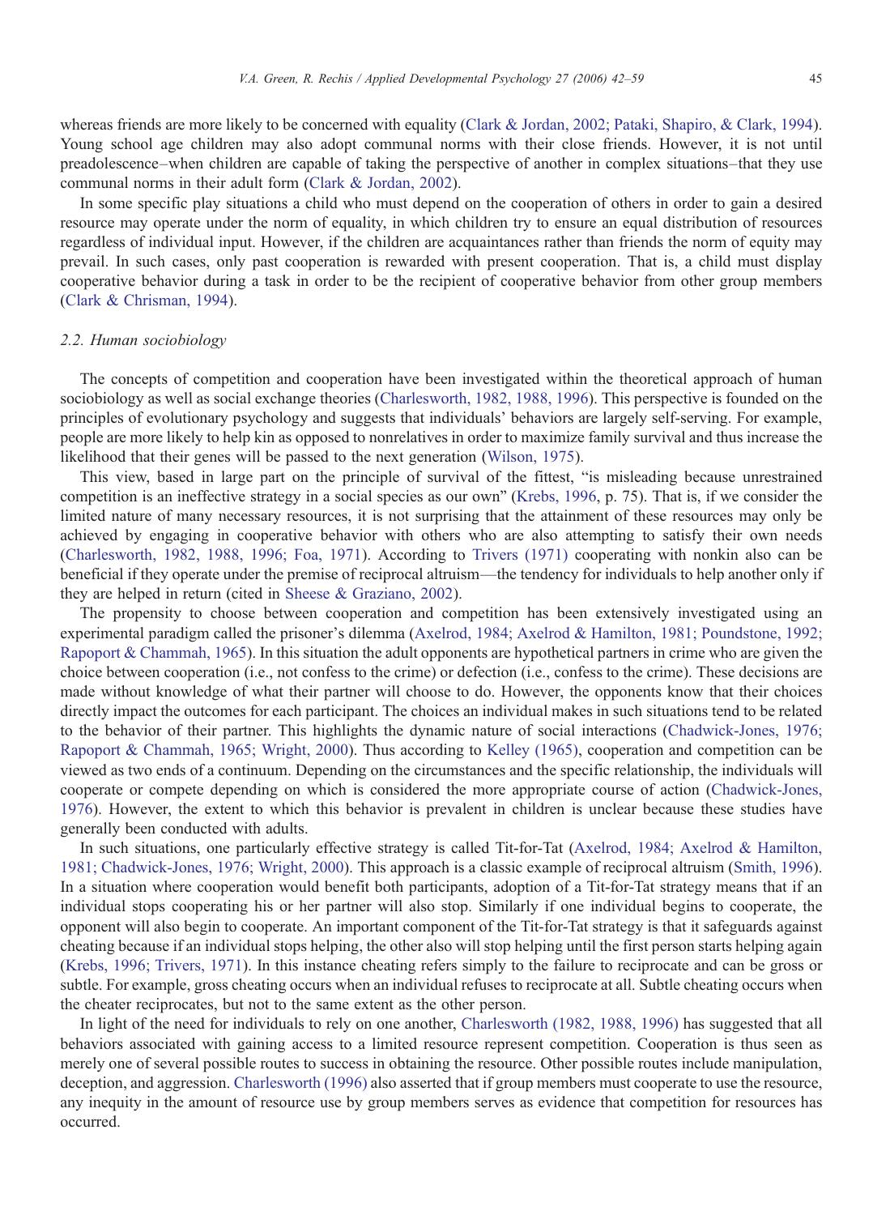whereas friends are more likely to be concerned with equality (Clark & Jordan, 2002; Pataki, Shapiro, & Clark, 1994). Young school age children may also adopt communal norms with their close friends. However, it is not until preadolescence–when children are capable of taking the perspective of another in complex situations–that they use communal norms in their adult form (Clark & Jordan, 2002).

In some specific play situations a child who must depend on the cooperation of others in order to gain a desired resource may operate under the norm of equality, in which children try to ensure an equal distribution of resources regardless of individual input. However, if the children are acquaintances rather than friends the norm of equity may prevail. In such cases, only past cooperation is rewarded with present cooperation. That is, a child must display cooperative behavior during a task in order to be the recipient of cooperative behavior from other group members (Clark & Chrisman, 1994).

### 2.2. Human sociobiology

The concepts of competition and cooperation have been investigated within the theoretical approach of human sociobiology as well as social exchange theories (Charlesworth, 1982, 1988, 1996). This perspective is founded on the principles of evolutionary psychology and suggests that individuals' behaviors are largely self-serving. For example, people are more likely to help kin as opposed to nonrelatives in order to maximize family survival and thus increase the likelihood that their genes will be passed to the next generation (Wilson, 1975).

This view, based in large part on the principle of survival of the fittest, "is misleading because unrestrained competition is an ineffective strategy in a social species as our own" (Krebs, 1996, p. 75). That is, if we consider the limited nature of many necessary resources, it is not surprising that the attainment of these resources may only be achieved by engaging in cooperative behavior with others who are also attempting to satisfy their own needs (Charlesworth, 1982, 1988, 1996; Foa, 1971). According to Trivers (1971) cooperating with nonkin also can be beneficial if they operate under the premise of reciprocal altruism—the tendency for individuals to help another only if they are helped in return (cited in Sheese & Graziano, 2002).

The propensity to choose between cooperation and competition has been extensively investigated using an experimental paradigm called the prisoner's dilemma (Axelrod, 1984; Axelrod & Hamilton, 1981; Poundstone, 1992; Rapoport & Chammah, 1965). In this situation the adult opponents are hypothetical partners in crime who are given the choice between cooperation (i.e., not confess to the crime) or defection (i.e., confess to the crime). These decisions are made without knowledge of what their partner will choose to do. However, the opponents know that their choices directly impact the outcomes for each participant. The choices an individual makes in such situations tend to be related to the behavior of their partner. This highlights the dynamic nature of social interactions (Chadwick-Jones, 1976; Rapoport & Chammah, 1965; Wright, 2000). Thus according to Kelley (1965), cooperation and competition can be viewed as two ends of a continuum. Depending on the circumstances and the specific relationship, the individuals will cooperate or compete depending on which is considered the more appropriate course of action (Chadwick-Jones, 1976). However, the extent to which this behavior is prevalent in children is unclear because these studies have generally been conducted with adults.

In such situations, one particularly effective strategy is called Tit-for-Tat (Axelrod, 1984; Axelrod & Hamilton, 1981; Chadwick-Jones, 1976; Wright, 2000). This approach is a classic example of reciprocal altruism (Smith, 1996). In a situation where cooperation would benefit both participants, adoption of a Tit-for-Tat strategy means that if an individual stops cooperating his or her partner will also stop. Similarly if one individual begins to cooperate, the opponent will also begin to cooperate. An important component of the Tit-for-Tat strategy is that it safeguards against cheating because if an individual stops helping, the other also will stop helping until the first person starts helping again (Krebs, 1996; Trivers, 1971). In this instance cheating refers simply to the failure to reciprocate and can be gross or subtle. For example, gross cheating occurs when an individual refuses to reciprocate at all. Subtle cheating occurs when the cheater reciprocates, but not to the same extent as the other person.

In light of the need for individuals to rely on one another, Charlesworth (1982, 1988, 1996) has suggested that all behaviors associated with gaining access to a limited resource represent competition. Cooperation is thus seen as merely one of several possible routes to success in obtaining the resource. Other possible routes include manipulation, deception, and aggression. Charlesworth (1996) also asserted that if group members must cooperate to use the resource, any inequity in the amount of resource use by group members serves as evidence that competition for resources has occurred.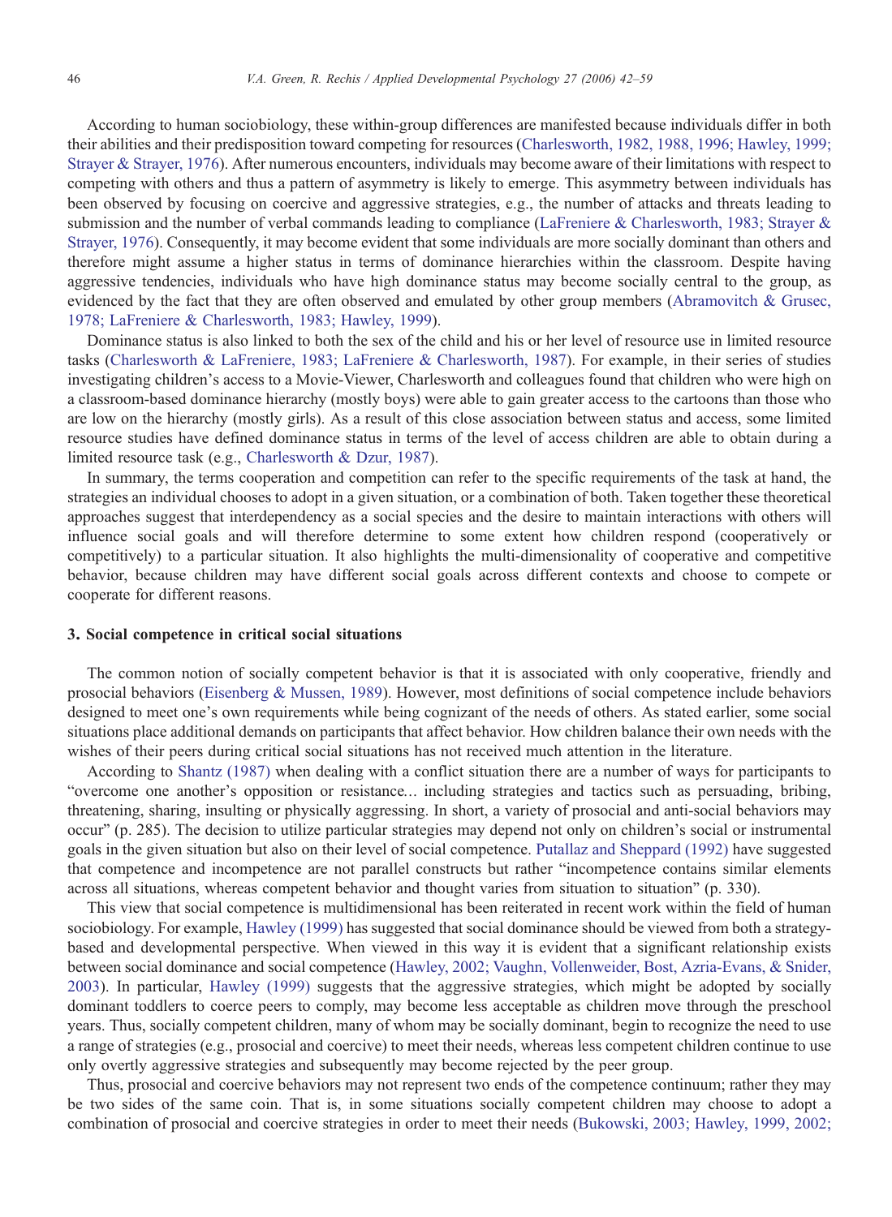According to human sociobiology, these within-group differences are manifested because individuals differ in both their abilities and their predisposition toward competing for resources (Charlesworth, 1982, 1988, 1996; Hawley, 1999; Strayer & Strayer, 1976). After numerous encounters, individuals may become aware of their limitations with respect to competing with others and thus a pattern of asymmetry is likely to emerge. This asymmetry between individuals has been observed by focusing on coercive and aggressive strategies, e.g., the number of attacks and threats leading to submission and the number of verbal commands leading to compliance (LaFreniere & Charlesworth, 1983; Strayer & Strayer, 1976). Consequently, it may become evident that some individuals are more socially dominant than others and therefore might assume a higher status in terms of dominance hierarchies within the classroom. Despite having aggressive tendencies, individuals who have high dominance status may become socially central to the group, as evidenced by the fact that they are often observed and emulated by other group members (Abramovitch & Grusec, 1978; LaFreniere & Charlesworth, 1983; Hawley, 1999).

Dominance status is also linked to both the sex of the child and his or her level of resource use in limited resource tasks (Charlesworth & LaFreniere, 1983; LaFreniere & Charlesworth, 1987). For example, in their series of studies investigating children's access to a Movie-Viewer, Charlesworth and colleagues found that children who were high on a classroom-based dominance hierarchy (mostly boys) were able to gain greater access to the cartoons than those who are low on the hierarchy (mostly girls). As a result of this close association between status and access, some limited resource studies have defined dominance status in terms of the level of access children are able to obtain during a limited resource task (e.g., Charlesworth & Dzur, 1987).

In summary, the terms cooperation and competition can refer to the specific requirements of the task at hand, the strategies an individual chooses to adopt in a given situation, or a combination of both. Taken together these theoretical approaches suggest that interdependency as a social species and the desire to maintain interactions with others will influence social goals and will therefore determine to some extent how children respond (cooperatively or competitively) to a particular situation. It also highlights the multi-dimensionality of cooperative and competitive behavior, because children may have different social goals across different contexts and choose to compete or cooperate for different reasons.

## 3. Social competence in critical social situations

The common notion of socially competent behavior is that it is associated with only cooperative, friendly and prosocial behaviors (Eisenberg & Mussen, 1989). However, most definitions of social competence include behaviors designed to meet one's own requirements while being cognizant of the needs of others. As stated earlier, some social situations place additional demands on participants that affect behavior. How children balance their own needs with the wishes of their peers during critical social situations has not received much attention in the literature.

According to Shantz (1987) when dealing with a conflict situation there are a number of ways for participants to "overcome one another's opposition or resistance... including strategies and tactics such as persuading, bribing, threatening, sharing, insulting or physically aggressing. In short, a variety of prosocial and anti-social behaviors may occur" (p. 285). The decision to utilize particular strategies may depend not only on children's social or instrumental goals in the given situation but also on their level of social competence. Putallaz and Sheppard (1992) have suggested that competence and incompetence are not parallel constructs but rather "incompetence contains similar elements across all situations, whereas competent behavior and thought varies from situation to situation" (p. 330).

This view that social competence is multidimensional has been reiterated in recent work within the field of human sociobiology. For example, Hawley (1999) has suggested that social dominance should be viewed from both a strategy-based and developmental perspective. When viewed in this way it is evident that a significant relationship exists between social dominance and social competence (Hawley, 2002; Vaughn, Vollenweider, Bost, Azria-Evans, & Snider, 2003). In particular, Hawley (1999) suggests that the aggressive strategies, which might be adopted by socially dominant toddlers to coerce peers to comply, may become less acceptable as children move through the preschool years. Thus, socially competent children, many of whom may be socially dominant, begin to recognize the need to use a range of strategies (e.g., prosocial and coercive) to meet their needs, whereas less competent children continue to use only overtly aggressive strategies and subsequently may become rejected by the peer group.

Thus, prosocial and coercive behaviors may not represent two ends of the competence continuum; rather they may be two sides of the same coin. That is, in some situations socially competent children may choose to adopt a combination of prosocial and coercive strategies in order to meet their needs (Bukowski, 2003; Hawley, 1999, 2002;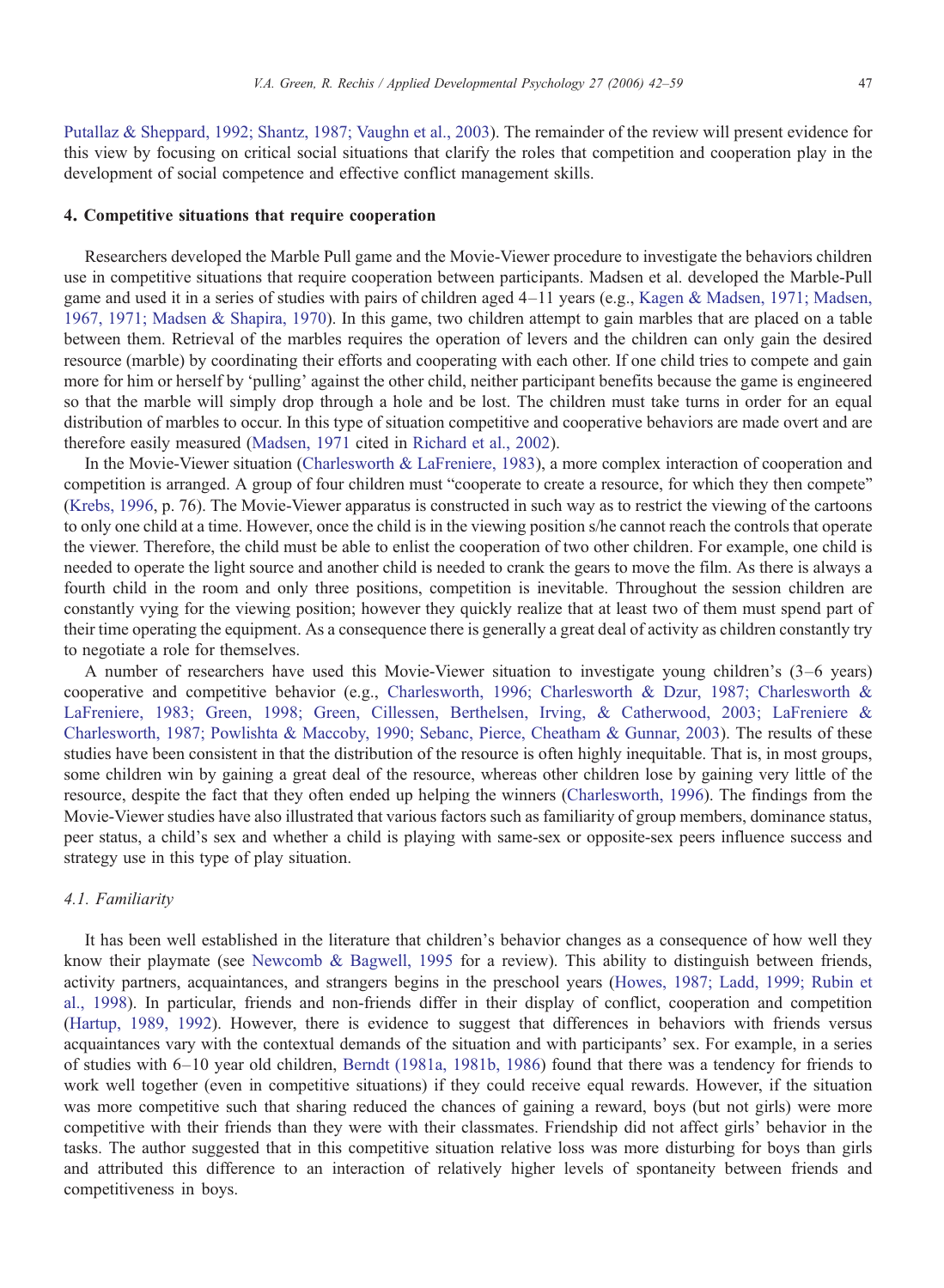Putallaz & Sheppard, 1992; Shantz, 1987; Vaughn et al., 2003). The remainder of the review will present evidence for this view by focusing on critical social situations that clarify the roles that competition and cooperation play in the development of social competence and effective conflict management skills.

## 4. Competitive situations that require cooperation

Researchers developed the Marble Pull game and the Movie-Viewer procedure to investigate the behaviors children use in competitive situations that require cooperation between participants. Madsen et al. developed the Marble-Pull game and used it in a series of studies with pairs of children aged 4–11 years (e.g., Kagen & Madsen, 1971; Madsen, 1967, 1971; Madsen & Shapira, 1970). In this game, two children attempt to gain marbles that are placed on a table between them. Retrieval of the marbles requires the operation of levers and the children can only gain the desired resource (marble) by coordinating their efforts and cooperating with each other. If one child tries to compete and gain more for him or herself by 'pulling' against the other child, neither participant benefits because the game is engineered so that the marble will simply drop through a hole and be lost. The children must take turns in order for an equal distribution of marbles to occur. In this type of situation competitive and cooperative behaviors are made overt and are therefore easily measured (Madsen, 1971 cited in Richard et al., 2002).

In the Movie-Viewer situation (Charlesworth & LaFreniere, 1983), a more complex interaction of cooperation and competition is arranged. A group of four children must "cooperate to create a resource, for which they then compete" (Krebs, 1996, p. 76). The Movie-Viewer apparatus is constructed in such way as to restrict the viewing of the cartoons to only one child at a time. However, once the child is in the viewing position s/he cannot reach the controls that operate the viewer. Therefore, the child must be able to enlist the cooperation of two other children. For example, one child is needed to operate the light source and another child is needed to crank the gears to move the film. As there is always a fourth child in the room and only three positions, competition is inevitable. Throughout the session children are constantly vying for the viewing position; however they quickly realize that at least two of them must spend part of their time operating the equipment. As a consequence there is generally a great deal of activity as children constantly try to negotiate a role for themselves.

A number of researchers have used this Movie-Viewer situation to investigate young children's (3–6 years) cooperative and competitive behavior (e.g., Charlesworth, 1996; Charlesworth & Dzur, 1987; Charlesworth & LaFreniere, 1983; Green, 1998; Green, Cillessen, Berthelsen, Irving, & Catherwood, 2003; LaFreniere & Charlesworth, 1987; Powlishta & Maccoby, 1990; Sebanc, Pierce, Cheatham & Gunnar, 2003). The results of these studies have been consistent in that the distribution of the resource is often highly inequitable. That is, in most groups, some children win by gaining a great deal of the resource, whereas other children lose by gaining very little of the resource, despite the fact that they often ended up helping the winners (Charlesworth, 1996). The findings from the Movie-Viewer studies have also illustrated that various factors such as familiarity of group members, dominance status, peer status, a child's sex and whether a child is playing with same-sex or opposite-sex peers influence success and strategy use in this type of play situation.

### *4.1. Familiarity*

It has been well established in the literature that children's behavior changes as a consequence of how well they know their playmate (see Newcomb & Bagwell, 1995 for a review). This ability to distinguish between friends, activity partners, acquaintances, and strangers begins in the preschool years (Howes, 1987; Ladd, 1999; Rubin et al., 1998). In particular, friends and non-friends differ in their display of conflict, cooperation and competition (Hartup, 1989, 1992). However, there is evidence to suggest that differences in behaviors with friends versus acquaintances vary with the contextual demands of the situation and with participants' sex. For example, in a series of studies with 6–10 year old children, Berndt (1981a, 1981b, 1986) found that there was a tendency for friends to work well together (even in competitive situations) if they could receive equal rewards. However, if the situation was more competitive such that sharing reduced the chances of gaining a reward, boys (but not girls) were more competitive with their friends than they were with their classmates. Friendship did not affect girls' behavior in the tasks. The author suggested that in this competitive situation relative loss was more disturbing for boys than girls and attributed this difference to an interaction of relatively higher levels of spontaneity between friends and competitiveness in boys.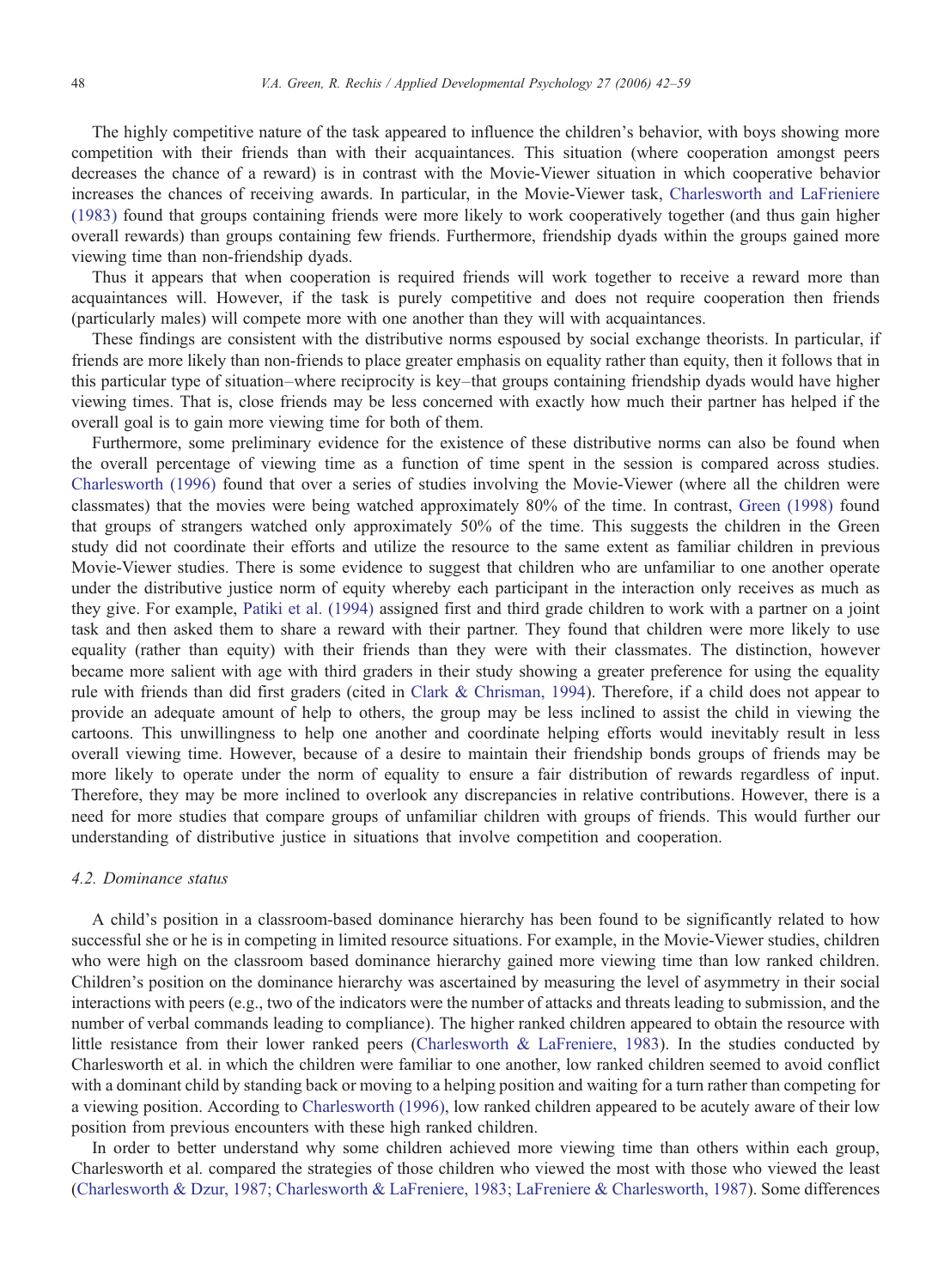The highly competitive nature of the task appeared to influence the children's behavior, with boys showing more competition with their friends than with their acquaintances. This situation (where cooperation amongst peers decreases the chance of a reward) is in contrast with the Movie-Viewer situation in which cooperative behavior increases the chances of receiving awards. In particular, in the Movie-Viewer task, Charlesworth and LaFrieniere (1983) found that groups containing friends were more likely to work cooperatively together (and thus gain higher overall rewards) than groups containing few friends. Furthermore, friendship dyads within the groups gained more viewing time than non-friendship dyads.

Thus it appears that when cooperation is required friends will work together to receive a reward more than acquaintances will. However, if the task is purely competitive and does not require cooperation then friends (particularly males) will compete more with one another than they will with acquaintances.

These findings are consistent with the distributive norms espoused by social exchange theorists. In particular, if friends are more likely than non-friends to place greater emphasis on equality rather than equity, then it follows that in this particular type of situation–where reciprocity is key–that groups containing friendship dyads would have higher viewing times. That is, close friends may be less concerned with exactly how much their partner has helped if the overall goal is to gain more viewing time for both of them.

Furthermore, some preliminary evidence for the existence of these distributive norms can also be found when the overall percentage of viewing time as a function of time spent in the session is compared across studies. Charlesworth (1996) found that over a series of studies involving the Movie-Viewer (where all the children were classmates) that the movies were being watched approximately 80% of the time. In contrast, Green (1998) found that groups of strangers watched only approximately 50% of the time. This suggests the children in the Green study did not coordinate their efforts and utilize the resource to the same extent as familiar children in previous Movie-Viewer studies. There is some evidence to suggest that children who are unfamiliar to one another operate under the distributive justice norm of equity whereby each participant in the interaction only receives as much as they give. For example, Patiki et al. (1994) assigned first and third grade children to work with a partner on a joint task and then asked them to share a reward with their partner. They found that children were more likely to use equality (rather than equity) with their friends than they were with their classmates. The distinction, however became more salient with age with third graders in their study showing a greater preference for using the equality rule with friends than did first graders (cited in Clark & Chrisman, 1994). Therefore, if a child does not appear to provide an adequate amount of help to others, the group may be less inclined to assist the child in viewing the cartoons. This unwillingness to help one another and coordinate helping efforts would inevitably result in less overall viewing time. However, because of a desire to maintain their friendship bonds groups of friends may be more likely to operate under the norm of equality to ensure a fair distribution of rewards regardless of input. Therefore, they may be more inclined to overlook any discrepancies in relative contributions. However, there is a need for more studies that compare groups of unfamiliar children with groups of friends. This would further our understanding of distributive justice in situations that involve competition and cooperation.

### 4.2. Dominance status

A child's position in a classroom-based dominance hierarchy has been found to be significantly related to how successful she or he is in competing in limited resource situations. For example, in the Movie-Viewer studies, children who were high on the classroom based dominance hierarchy gained more viewing time than low ranked children. Children's position on the dominance hierarchy was ascertained by measuring the level of asymmetry in their social interactions with peers (e.g., two of the indicators were the number of attacks and threats leading to submission, and the number of verbal commands leading to compliance). The higher ranked children appeared to obtain the resource with little resistance from their lower ranked peers (Charlesworth & LaFreniere, 1983). In the studies conducted by Charlesworth et al. in which the children were familiar to one another, low ranked children seemed to avoid conflict with a dominant child by standing back or moving to a helping position and waiting for a turn rather than competing for a viewing position. According to Charlesworth (1996), low ranked children appeared to be acutely aware of their low position from previous encounters with these high ranked children.

In order to better understand why some children achieved more viewing time than others within each group, Charlesworth et al. compared the strategies of those children who viewed the most with those who viewed the least (Charlesworth & Dzur, 1987; Charlesworth & LaFreniere, 1983; LaFreniere & Charlesworth, 1987). Some differences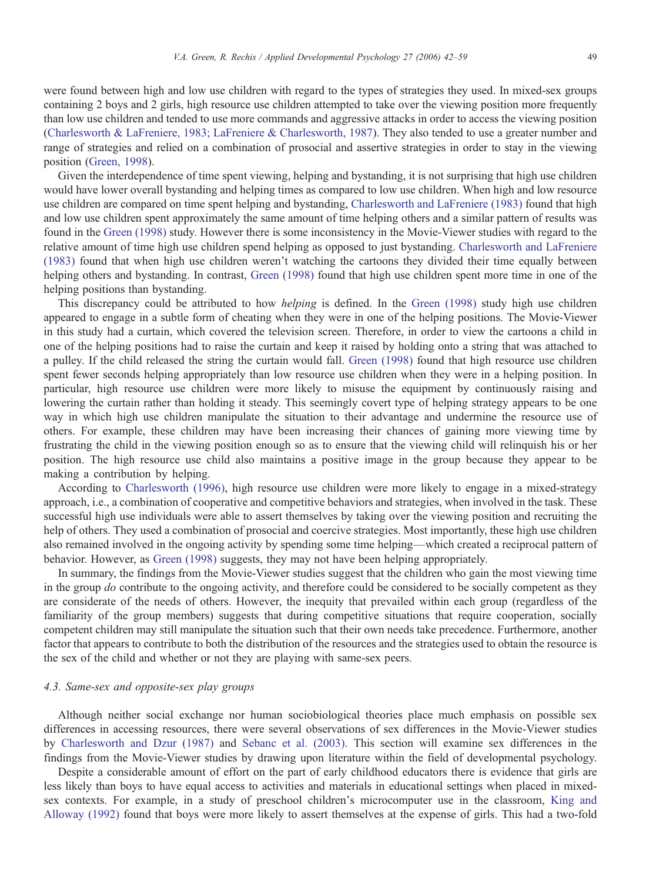were found between high and low use children with regard to the types of strategies they used. In mixed-sex groups containing 2 boys and 2 girls, high resource use children attempted to take over the viewing position more frequently than low use children and tended to use more commands and aggressive attacks in order to access the viewing position (Charlesworth & LaFreniere, 1983; LaFreniere & Charlesworth, 1987). They also tended to use a greater number and range of strategies and relied on a combination of prosocial and assertive strategies in order to stay in the viewing position (Green, 1998).

Given the interdependence of time spent viewing, helping and bystanding, it is not surprising that high use children would have lower overall bystanding and helping times as compared to low use children. When high and low resource use children are compared on time spent helping and bystanding, Charlesworth and LaFreniere (1983) found that high and low use children spent approximately the same amount of time helping others and a similar pattern of results was found in the Green (1998) study. However there is some inconsistency in the Movie-Viewer studies with regard to the relative amount of time high use children spend helping as opposed to just bystanding. Charlesworth and LaFreniere (1983) found that when high use children weren't watching the cartoons they divided their time equally between helping others and bystanding. In contrast, Green (1998) found that high use children spent more time in one of the helping positions than bystanding.

This discrepancy could be attributed to how *helping* is defined. In the Green (1998) study high use children appeared to engage in a subtle form of cheating when they were in one of the helping positions. The Movie-Viewer in this study had a curtain, which covered the television screen. Therefore, in order to view the cartoons a child in one of the helping positions had to raise the curtain and keep it raised by holding onto a string that was attached to a pulley. If the child released the string the curtain would fall. Green (1998) found that high resource use children spent fewer seconds helping appropriately than low resource use children when they were in a helping position. In particular, high resource use children were more likely to misuse the equipment by continuously raising and lowering the curtain rather than holding it steady. This seemingly covert type of helping strategy appears to be one way in which high use children manipulate the situation to their advantage and undermine the resource use of others. For example, these children may have been increasing their chances of gaining more viewing time by frustrating the child in the viewing position enough so as to ensure that the viewing child will relinquish his or her position. The high resource use child also maintains a positive image in the group because they appear to be making a contribution by helping.

According to Charlesworth (1996), high resource use children were more likely to engage in a mixed-strategy approach, i.e., a combination of cooperative and competitive behaviors and strategies, when involved in the task. These successful high use individuals were able to assert themselves by taking over the viewing position and recruiting the help of others. They used a combination of prosocial and coercive strategies. Most importantly, these high use children also remained involved in the ongoing activity by spending some time helping—which created a reciprocal pattern of behavior. However, as Green (1998) suggests, they may not have been helping appropriately.

In summary, the findings from the Movie-Viewer studies suggest that the children who gain the most viewing time in the group *do* contribute to the ongoing activity, and therefore could be considered to be socially competent as they are considerate of the needs of others. However, the inequity that prevailed within each group (regardless of the familiarity of the group members) suggests that during competitive situations that require cooperation, socially competent children may still manipulate the situation such that their own needs take precedence. Furthermore, another factor that appears to contribute to both the distribution of the resources and the strategies used to obtain the resource is the sex of the child and whether or not they are playing with same-sex peers.

### *4.3. Same-sex and opposite-sex play groups*

Although neither social exchange nor human sociobiological theories place much emphasis on possible sex differences in accessing resources, there were several observations of sex differences in the Movie-Viewer studies by Charlesworth and Dzur (1987) and Sebanc et al. (2003). This section will examine sex differences in the findings from the Movie-Viewer studies by drawing upon literature within the field of developmental psychology.

Despite a considerable amount of effort on the part of early childhood educators there is evidence that girls are less likely than boys to have equal access to activities and materials in educational settings when placed in mixed-sex contexts. For example, in a study of preschool children's microcomputer use in the classroom, King and Alloway (1992) found that boys were more likely to assert themselves at the expense of girls. This had a two-fold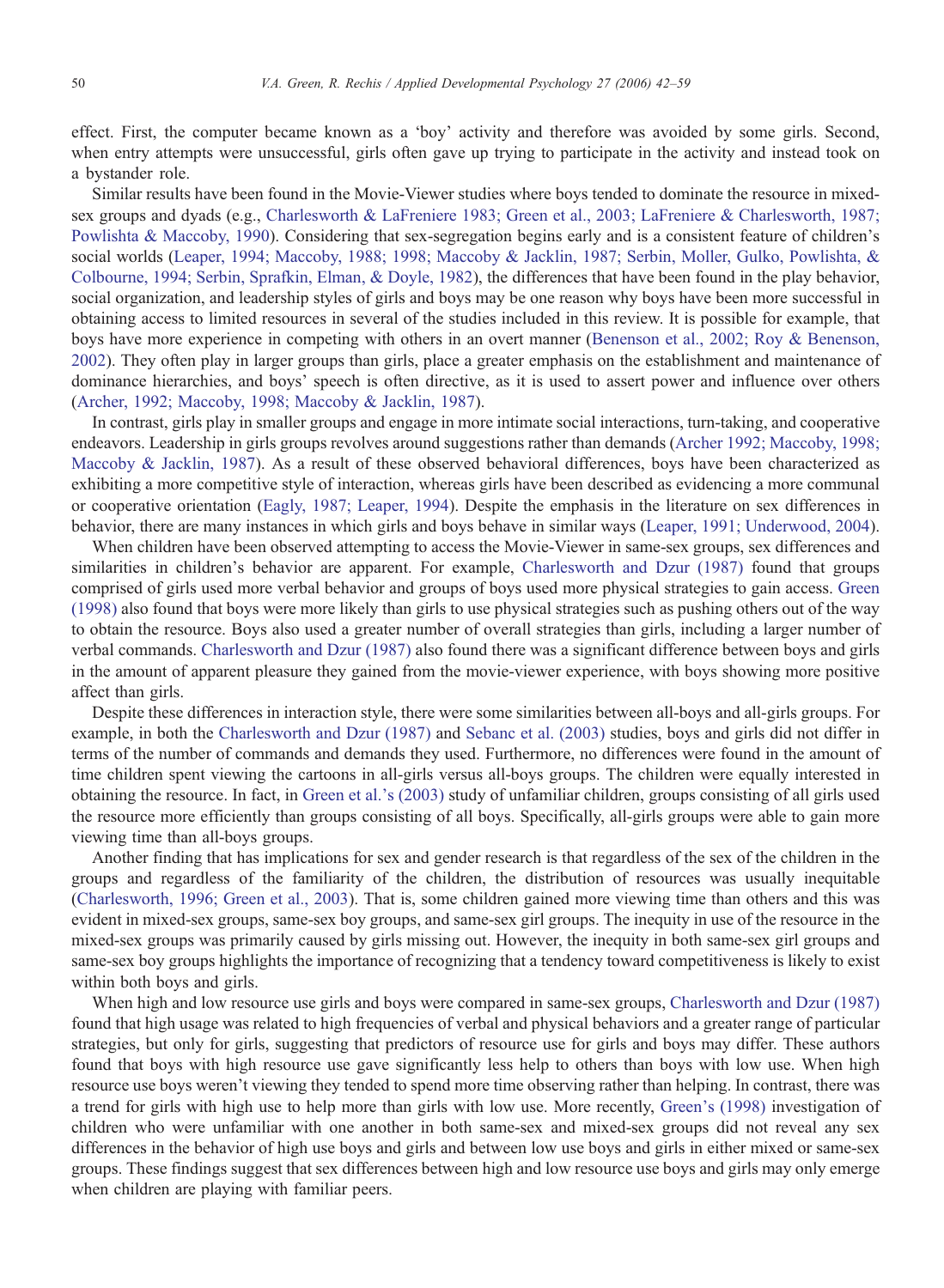effect. First, the computer became known as a 'boy' activity and therefore was avoided by some girls. Second, when entry attempts were unsuccessful, girls often gave up trying to participate in the activity and instead took on a bystander role.

Similar results have been found in the Movie-Viewer studies where boys tended to dominate the resource in mixed-sex groups and dyads (e.g., Charlesworth & LaFreniere 1983; Green et al., 2003; LaFreniere & Charlesworth, 1987; Powlishta & Maccoby, 1990). Considering that sex-segregation begins early and is a consistent feature of children's social worlds (Leaper, 1994; Maccoby, 1988; 1998; Maccoby & Jacklin, 1987; Serbin, Moller, Gulko, Powlishta, & Colbourne, 1994; Serbin, Sprafkin, Elman, & Doyle, 1982), the differences that have been found in the play behavior, social organization, and leadership styles of girls and boys may be one reason why boys have been more successful in obtaining access to limited resources in several of the studies included in this review. It is possible for example, that boys have more experience in competing with others in an overt manner (Benenson et al., 2002; Roy & Benenson, 2002). They often play in larger groups than girls, place a greater emphasis on the establishment and maintenance of dominance hierarchies, and boys' speech is often directive, as it is used to assert power and influence over others (Archer, 1992; Maccoby, 1998; Maccoby & Jacklin, 1987).

In contrast, girls play in smaller groups and engage in more intimate social interactions, turn-taking, and cooperative endeavors. Leadership in girls groups revolves around suggestions rather than demands (Archer 1992; Maccoby, 1998; Maccoby & Jacklin, 1987). As a result of these observed behavioral differences, boys have been characterized as exhibiting a more competitive style of interaction, whereas girls have been described as evidencing a more communal or cooperative orientation (Eagly, 1987; Leaper, 1994). Despite the emphasis in the literature on sex differences in behavior, there are many instances in which girls and boys behave in similar ways (Leaper, 1991; Underwood, 2004).

When children have been observed attempting to access the Movie-Viewer in same-sex groups, sex differences and similarities in children's behavior are apparent. For example, Charlesworth and Dzur (1987) found that groups comprised of girls used more verbal behavior and groups of boys used more physical strategies to gain access. Green (1998) also found that boys were more likely than girls to use physical strategies such as pushing others out of the way to obtain the resource. Boys also used a greater number of overall strategies than girls, including a larger number of verbal commands. Charlesworth and Dzur (1987) also found there was a significant difference between boys and girls in the amount of apparent pleasure they gained from the movie-viewer experience, with boys showing more positive affect than girls.

Despite these differences in interaction style, there were some similarities between all-boys and all-girls groups. For example, in both the Charlesworth and Dzur (1987) and Sebanc et al. (2003) studies, boys and girls did not differ in terms of the number of commands and demands they used. Furthermore, no differences were found in the amount of time children spent viewing the cartoons in all-girls versus all-boys groups. The children were equally interested in obtaining the resource. In fact, in Green et al.'s (2003) study of unfamiliar children, groups consisting of all girls used the resource more efficiently than groups consisting of all boys. Specifically, all-girls groups were able to gain more viewing time than all-boys groups.

Another finding that has implications for sex and gender research is that regardless of the sex of the children in the groups and regardless of the familiarity of the children, the distribution of resources was usually inequitable (Charlesworth, 1996; Green et al., 2003). That is, some children gained more viewing time than others and this was evident in mixed-sex groups, same-sex boy groups, and same-sex girl groups. The inequity in use of the resource in the mixed-sex groups was primarily caused by girls missing out. However, the inequity in both same-sex girl groups and same-sex boy groups highlights the importance of recognizing that a tendency toward competitiveness is likely to exist within both boys and girls.

When high and low resource use girls and boys were compared in same-sex groups, Charlesworth and Dzur (1987) found that high usage was related to high frequencies of verbal and physical behaviors and a greater range of particular strategies, but only for girls, suggesting that predictors of resource use for girls and boys may differ. These authors found that boys with high resource use gave significantly less help to others than boys with low use. When high resource use boys weren't viewing they tended to spend more time observing rather than helping. In contrast, there was a trend for girls with high use to help more than girls with low use. More recently, Green's (1998) investigation of children who were unfamiliar with one another in both same-sex and mixed-sex groups did not reveal any sex differences in the behavior of high use boys and girls and between low use boys and girls in either mixed or same-sex groups. These findings suggest that sex differences between high and low resource use boys and girls may only emerge when children are playing with familiar peers.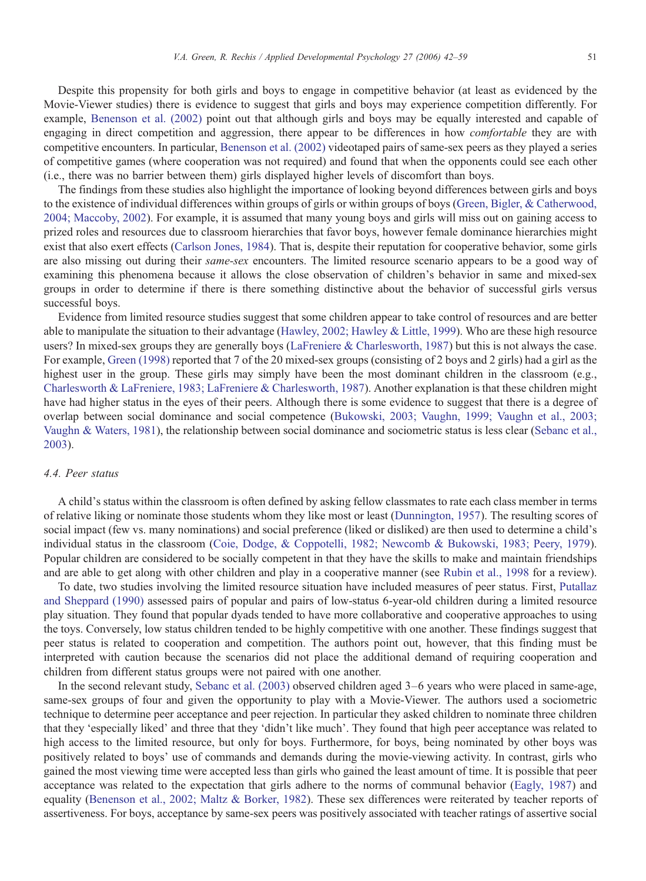Despite this propensity for both girls and boys to engage in competitive behavior (at least as evidenced by the Movie-Viewer studies) there is evidence to suggest that girls and boys may experience competition differently. For example, Benenson et al. (2002) point out that although girls and boys may be equally interested and capable of engaging in direct competition and aggression, there appear to be differences in how *comfortable* they are with competitive encounters. In particular, Benenson et al. (2002) videotaped pairs of same-sex peers as they played a series of competitive games (where cooperation was not required) and found that when the opponents could see each other (i.e., there was no barrier between them) girls displayed higher levels of discomfort than boys.

The findings from these studies also highlight the importance of looking beyond differences between girls and boys to the existence of individual differences within groups of girls or within groups of boys (Green, Bigler, & Catherwood, 2004; Maccoby, 2002). For example, it is assumed that many young boys and girls will miss out on gaining access to prized roles and resources due to classroom hierarchies that favor boys, however female dominance hierarchies might exist that also exert effects (Carlson Jones, 1984). That is, despite their reputation for cooperative behavior, some girls are also missing out during their *same-sex* encounters. The limited resource scenario appears to be a good way of examining this phenomena because it allows the close observation of children's behavior in same and mixed-sex groups in order to determine if there is there something distinctive about the behavior of successful girls versus successful boys.

Evidence from limited resource studies suggest that some children appear to take control of resources and are better able to manipulate the situation to their advantage (Hawley, 2002; Hawley & Little, 1999). Who are these high resource users? In mixed-sex groups they are generally boys (LaFreniere & Charlesworth, 1987) but this is not always the case. For example, Green (1998) reported that 7 of the 20 mixed-sex groups (consisting of 2 boys and 2 girls) had a girl as the highest user in the group. These girls may simply have been the most dominant children in the classroom (e.g., Charlesworth & LaFreniere, 1983; LaFreniere & Charlesworth, 1987). Another explanation is that these children might have had higher status in the eyes of their peers. Although there is some evidence to suggest that there is a degree of overlap between social dominance and social competence (Bukowski, 2003; Vaughn, 1999; Vaughn et al., 2003; Vaughn & Waters, 1981), the relationship between social dominance and sociometric status is less clear (Sebanc et al., 2003).

### 4.4. Peer status

A child's status within the classroom is often defined by asking fellow classmates to rate each class member in terms of relative liking or nominate those students whom they like most or least (Dunnington, 1957). The resulting scores of social impact (few vs. many nominations) and social preference (liked or disliked) are then used to determine a child's individual status in the classroom (Coie, Dodge, & Coppotelli, 1982; Newcomb & Bukowski, 1983; Peery, 1979). Popular children are considered to be socially competent in that they have the skills to make and maintain friendships and are able to get along with other children and play in a cooperative manner (see Rubin et al., 1998 for a review).

To date, two studies involving the limited resource situation have included measures of peer status. First, Putallaz and Sheppard (1990) assessed pairs of popular and pairs of low-status 6-year-old children during a limited resource play situation. They found that popular dyads tended to have more collaborative and cooperative approaches to using the toys. Conversely, low status children tended to be highly competitive with one another. These findings suggest that peer status is related to cooperation and competition. The authors point out, however, that this finding must be interpreted with caution because the scenarios did not place the additional demand of requiring cooperation and children from different status groups were not paired with one another.

In the second relevant study, Sebanc et al. (2003) observed children aged 3–6 years who were placed in same-age, same-sex groups of four and given the opportunity to play with a Movie-Viewer. The authors used a sociometric technique to determine peer acceptance and peer rejection. In particular they asked children to nominate three children that they 'especially liked' and three that they 'didn't like much'. They found that high peer acceptance was related to high access to the limited resource, but only for boys. Furthermore, for boys, being nominated by other boys was positively related to boys' use of commands and demands during the movie-viewing activity. In contrast, girls who gained the most viewing time were accepted less than girls who gained the least amount of time. It is possible that peer acceptance was related to the expectation that girls adhere to the norms of communal behavior (Eagly, 1987) and equality (Benenson et al., 2002; Maltz & Borker, 1982). These sex differences were reiterated by teacher reports of assertiveness. For boys, acceptance by same-sex peers was positively associated with teacher ratings of assertive social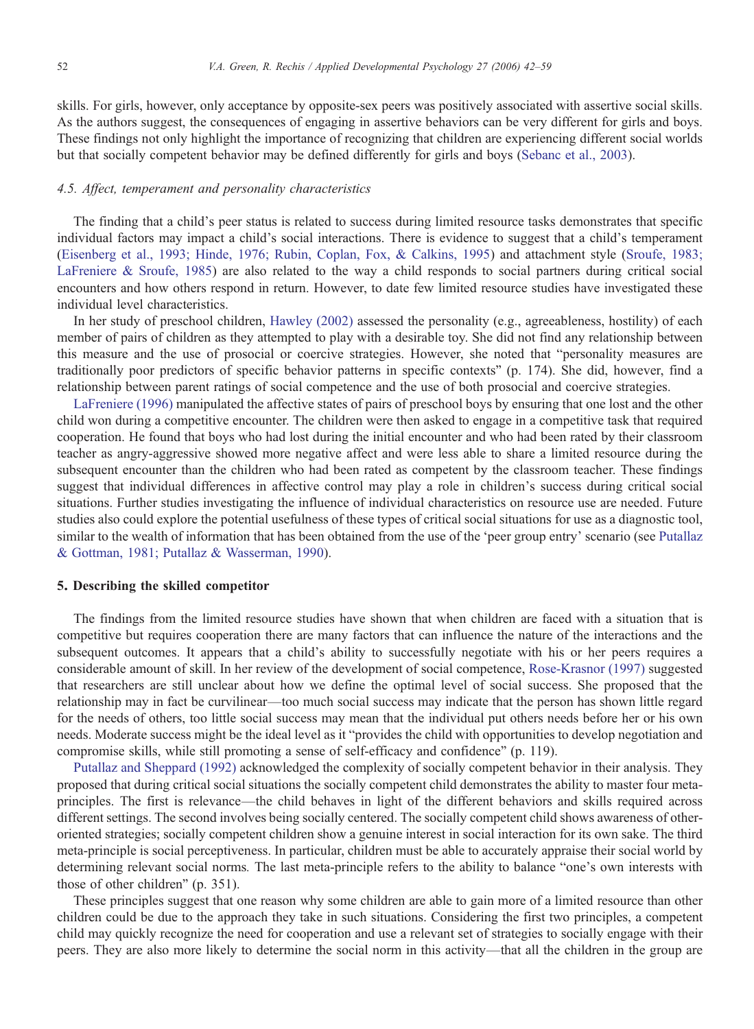skills. For girls, however, only acceptance by opposite-sex peers was positively associated with assertive social skills. As the authors suggest, the consequences of engaging in assertive behaviors can be very different for girls and boys. These findings not only highlight the importance of recognizing that children are experiencing different social worlds but that socially competent behavior may be defined differently for girls and boys (Sebanc et al., 2003).

### *4.5. Affect, temperament and personality characteristics*

The finding that a child's peer status is related to success during limited resource tasks demonstrates that specific individual factors may impact a child's social interactions. There is evidence to suggest that a child's temperament (Eisenberg et al., 1993; Hinde, 1976; Rubin, Coplan, Fox, & Calkins, 1995) and attachment style (Sroufe, 1983; LaFreniere & Sroufe, 1985) are also related to the way a child responds to social partners during critical social encounters and how others respond in return. However, to date few limited resource studies have investigated these individual level characteristics.

In her study of preschool children, Hawley (2002) assessed the personality (e.g., agreeableness, hostility) of each member of pairs of children as they attempted to play with a desirable toy. She did not find any relationship between this measure and the use of prosocial or coercive strategies. However, she noted that "personality measures are traditionally poor predictors of specific behavior patterns in specific contexts" (p. 174). She did, however, find a relationship between parent ratings of social competence and the use of both prosocial and coercive strategies.

LaFreniere (1996) manipulated the affective states of pairs of preschool boys by ensuring that one lost and the other child won during a competitive encounter. The children were then asked to engage in a competitive task that required cooperation. He found that boys who had lost during the initial encounter and who had been rated by their classroom teacher as angry-aggressive showed more negative affect and were less able to share a limited resource during the subsequent encounter than the children who had been rated as competent by the classroom teacher. These findings suggest that individual differences in affective control may play a role in children's success during critical social situations. Further studies investigating the influence of individual characteristics on resource use are needed. Future studies also could explore the potential usefulness of these types of critical social situations for use as a diagnostic tool, similar to the wealth of information that has been obtained from the use of the 'peer group entry' scenario (see Putallaz & Gottman, 1981; Putallaz & Wasserman, 1990).

## 5. Describing the skilled competitor

The findings from the limited resource studies have shown that when children are faced with a situation that is competitive but requires cooperation there are many factors that can influence the nature of the interactions and the subsequent outcomes. It appears that a child's ability to successfully negotiate with his or her peers requires a considerable amount of skill. In her review of the development of social competence, Rose-Krasnor (1997) suggested that researchers are still unclear about how we define the optimal level of social success. She proposed that the relationship may in fact be curvilinear—too much social success may indicate that the person has shown little regard for the needs of others, too little social success may mean that the individual put others needs before her or his own needs. Moderate success might be the ideal level as it "provides the child with opportunities to develop negotiation and compromise skills, while still promoting a sense of self-efficacy and confidence" (p. 119).

Putallaz and Sheppard (1992) acknowledged the complexity of socially competent behavior in their analysis. They proposed that during critical social situations the socially competent child demonstrates the ability to master four meta-principles. The first is relevance—the child behaves in light of the different behaviors and skills required across different settings. The second involves being socially centered. The socially competent child shows awareness of other-oriented strategies; socially competent children show a genuine interest in social interaction for its own sake. The third meta-principle is social perceptiveness. In particular, children must be able to accurately appraise their social world by determining relevant social norms*.* The last meta-principle refers to the ability to balance "one's own interests with those of other children" (p. 351).

These principles suggest that one reason why some children are able to gain more of a limited resource than other children could be due to the approach they take in such situations. Considering the first two principles, a competent child may quickly recognize the need for cooperation and use a relevant set of strategies to socially engage with their peers. They are also more likely to determine the social norm in this activity—that all the children in the group are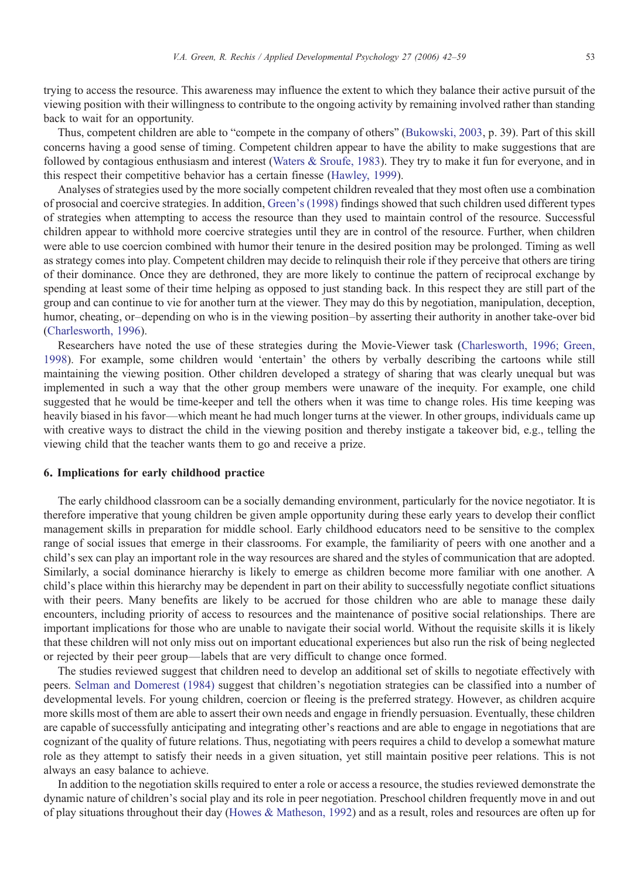trying to access the resource. This awareness may influence the extent to which they balance their active pursuit of the viewing position with their willingness to contribute to the ongoing activity by remaining involved rather than standing back to wait for an opportunity.

Thus, competent children are able to "compete in the company of others" (Bukowski, 2003, p. 39). Part of this skill concerns having a good sense of timing. Competent children appear to have the ability to make suggestions that are followed by contagious enthusiasm and interest (Waters & Sroufe, 1983). They try to make it fun for everyone, and in this respect their competitive behavior has a certain finesse (Hawley, 1999).

Analyses of strategies used by the more socially competent children revealed that they most often use a combination of prosocial and coercive strategies. In addition, Green's (1998) findings showed that such children used different types of strategies when attempting to access the resource than they used to maintain control of the resource. Successful children appear to withhold more coercive strategies until they are in control of the resource. Further, when children were able to use coercion combined with humor their tenure in the desired position may be prolonged. Timing as well as strategy comes into play. Competent children may decide to relinquish their role if they perceive that others are tiring of their dominance. Once they are dethroned, they are more likely to continue the pattern of reciprocal exchange by spending at least some of their time helping as opposed to just standing back. In this respect they are still part of the group and can continue to vie for another turn at the viewer. They may do this by negotiation, manipulation, deception, humor, cheating, or–depending on who is in the viewing position–by asserting their authority in another take-over bid (Charlesworth, 1996).

Researchers have noted the use of these strategies during the Movie-Viewer task (Charlesworth, 1996; Green, 1998). For example, some children would 'entertain' the others by verbally describing the cartoons while still maintaining the viewing position. Other children developed a strategy of sharing that was clearly unequal but was implemented in such a way that the other group members were unaware of the inequity. For example, one child suggested that he would be time-keeper and tell the others when it was time to change roles. His time keeping was heavily biased in his favor—which meant he had much longer turns at the viewer. In other groups, individuals came up with creative ways to distract the child in the viewing position and thereby instigate a takeover bid, e.g., telling the viewing child that the teacher wants them to go and receive a prize.

## 6. Implications for early childhood practice

The early childhood classroom can be a socially demanding environment, particularly for the novice negotiator. It is therefore imperative that young children be given ample opportunity during these early years to develop their conflict management skills in preparation for middle school. Early childhood educators need to be sensitive to the complex range of social issues that emerge in their classrooms. For example, the familiarity of peers with one another and a child's sex can play an important role in the way resources are shared and the styles of communication that are adopted. Similarly, a social dominance hierarchy is likely to emerge as children become more familiar with one another. A child's place within this hierarchy may be dependent in part on their ability to successfully negotiate conflict situations with their peers. Many benefits are likely to be accrued for those children who are able to manage these daily encounters, including priority of access to resources and the maintenance of positive social relationships. There are important implications for those who are unable to navigate their social world. Without the requisite skills it is likely that these children will not only miss out on important educational experiences but also run the risk of being neglected or rejected by their peer group—labels that are very difficult to change once formed.

The studies reviewed suggest that children need to develop an additional set of skills to negotiate effectively with peers. Selman and Domerest (1984) suggest that children's negotiation strategies can be classified into a number of developmental levels. For young children, coercion or fleeing is the preferred strategy. However, as children acquire more skills most of them are able to assert their own needs and engage in friendly persuasion. Eventually, these children are capable of successfully anticipating and integrating other's reactions and are able to engage in negotiations that are cognizant of the quality of future relations. Thus, negotiating with peers requires a child to develop a somewhat mature role as they attempt to satisfy their needs in a given situation, yet still maintain positive peer relations. This is not always an easy balance to achieve.

In addition to the negotiation skills required to enter a role or access a resource, the studies reviewed demonstrate the dynamic nature of children's social play and its role in peer negotiation. Preschool children frequently move in and out of play situations throughout their day (Howes & Matheson, 1992) and as a result, roles and resources are often up for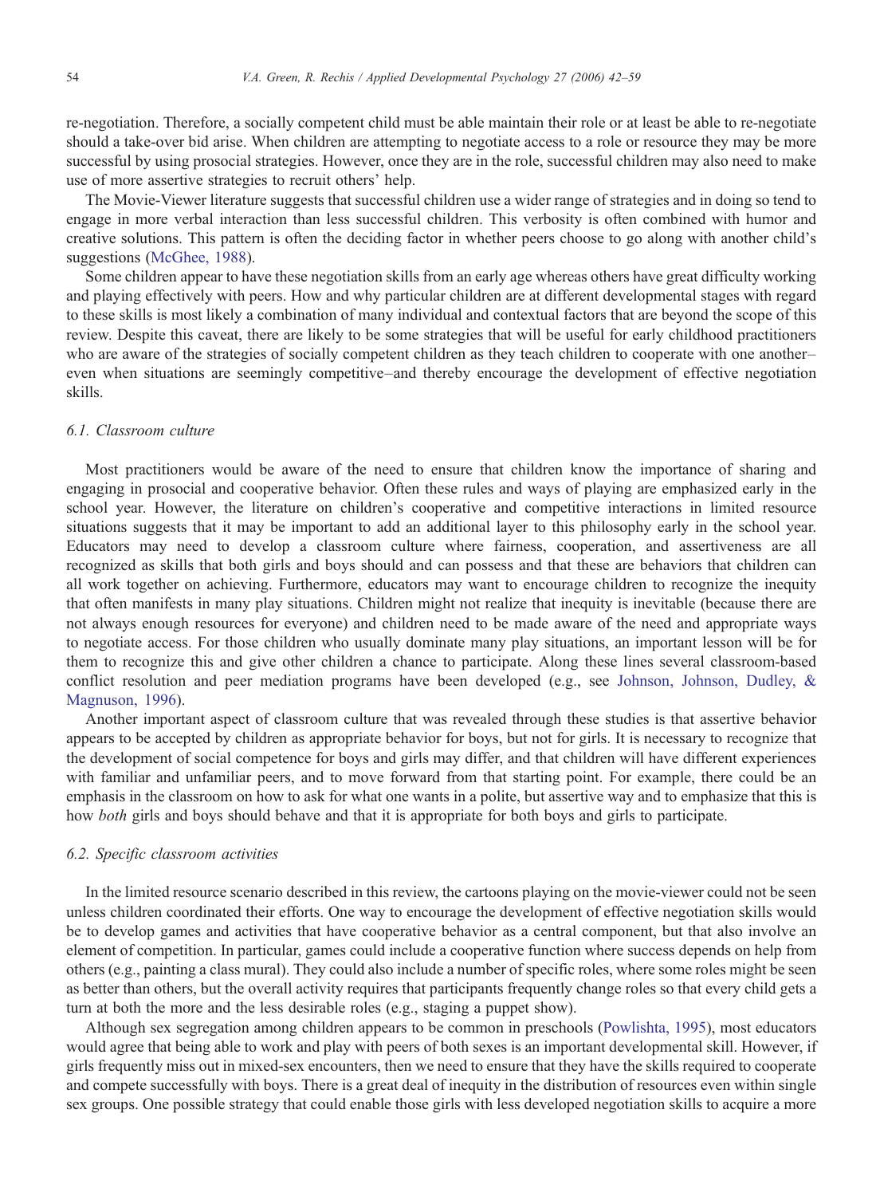re-negotiation. Therefore, a socially competent child must be able maintain their role or at least be able to re-negotiate should a take-over bid arise. When children are attempting to negotiate access to a role or resource they may be more successful by using prosocial strategies. However, once they are in the role, successful children may also need to make use of more assertive strategies to recruit others' help.

The Movie-Viewer literature suggests that successful children use a wider range of strategies and in doing so tend to engage in more verbal interaction than less successful children. This verbosity is often combined with humor and creative solutions. This pattern is often the deciding factor in whether peers choose to go along with another child's suggestions (McGhee, 1988).

Some children appear to have these negotiation skills from an early age whereas others have great difficulty working and playing effectively with peers. How and why particular children are at different developmental stages with regard to these skills is most likely a combination of many individual and contextual factors that are beyond the scope of this review. Despite this caveat, there are likely to be some strategies that will be useful for early childhood practitioners who are aware of the strategies of socially competent children as they teach children to cooperate with one another– even when situations are seemingly competitive–and thereby encourage the development of effective negotiation skills.

### 6.1. Classroom culture

Most practitioners would be aware of the need to ensure that children know the importance of sharing and engaging in prosocial and cooperative behavior. Often these rules and ways of playing are emphasized early in the school year. However, the literature on children's cooperative and competitive interactions in limited resource situations suggests that it may be important to add an additional layer to this philosophy early in the school year. Educators may need to develop a classroom culture where fairness, cooperation, and assertiveness are all recognized as skills that both girls and boys should and can possess and that these are behaviors that children can all work together on achieving. Furthermore, educators may want to encourage children to recognize the inequity that often manifests in many play situations. Children might not realize that inequity is inevitable (because there are not always enough resources for everyone) and children need to be made aware of the need and appropriate ways to negotiate access. For those children who usually dominate many play situations, an important lesson will be for them to recognize this and give other children a chance to participate. Along these lines several classroom-based conflict resolution and peer mediation programs have been developed (e.g., see Johnson, Johnson, Dudley, & Magnuson, 1996).

Another important aspect of classroom culture that was revealed through these studies is that assertive behavior appears to be accepted by children as appropriate behavior for boys, but not for girls. It is necessary to recognize that the development of social competence for boys and girls may differ, and that children will have different experiences with familiar and unfamiliar peers, and to move forward from that starting point. For example, there could be an emphasis in the classroom on how to ask for what one wants in a polite, but assertive way and to emphasize that this is how *both* girls and boys should behave and that it is appropriate for both boys and girls to participate.

### 6.2. Specific classroom activities

In the limited resource scenario described in this review, the cartoons playing on the movie-viewer could not be seen unless children coordinated their efforts. One way to encourage the development of effective negotiation skills would be to develop games and activities that have cooperative behavior as a central component, but that also involve an element of competition. In particular, games could include a cooperative function where success depends on help from others (e.g., painting a class mural). They could also include a number of specific roles, where some roles might be seen as better than others, but the overall activity requires that participants frequently change roles so that every child gets a turn at both the more and the less desirable roles (e.g., staging a puppet show).

Although sex segregation among children appears to be common in preschools (Powlishta, 1995), most educators would agree that being able to work and play with peers of both sexes is an important developmental skill. However, if girls frequently miss out in mixed-sex encounters, then we need to ensure that they have the skills required to cooperate and compete successfully with boys. There is a great deal of inequity in the distribution of resources even within single sex groups. One possible strategy that could enable those girls with less developed negotiation skills to acquire a more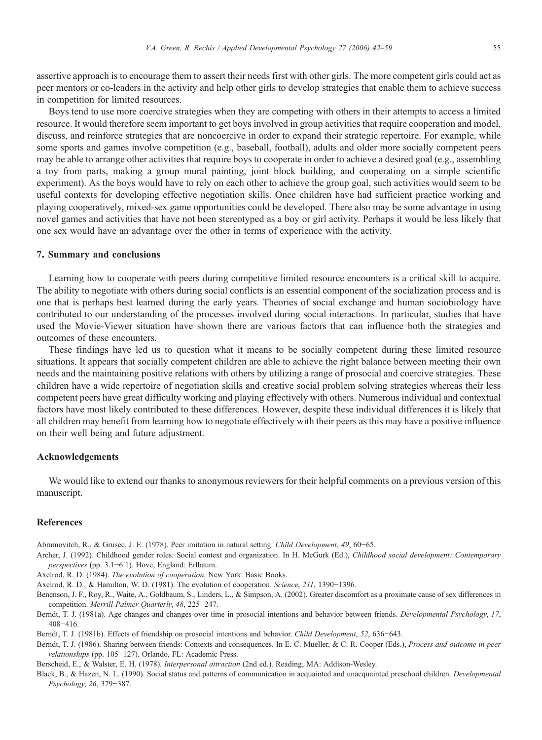assertive approach is to encourage them to assert their needs first with other girls. The more competent girls could act as peer mentors or co-leaders in the activity and help other girls to develop strategies that enable them to achieve success in competition for limited resources.

Boys tend to use more coercive strategies when they are competing with others in their attempts to access a limited resource. It would therefore seem important to get boys involved in group activities that require cooperation and model, discuss, and reinforce strategies that are noncoercive in order to expand their strategic repertoire. For example, while some sports and games involve competition (e.g., baseball, football), adults and older more socially competent peers may be able to arrange other activities that require boys to cooperate in order to achieve a desired goal (e.g., assembling a toy from parts, making a group mural painting, joint block building, and cooperating on a simple scientific experiment). As the boys would have to rely on each other to achieve the group goal, such activities would seem to be useful contexts for developing effective negotiation skills. Once children have had sufficient practice working and playing cooperatively, mixed-sex game opportunities could be developed. There also may be some advantage in using novel games and activities that have not been stereotyped as a boy or girl activity. Perhaps it would be less likely that one sex would have an advantage over the other in terms of experience with the activity.

## 7. Summary and conclusions

Learning how to cooperate with peers during competitive limited resource encounters is a critical skill to acquire. The ability to negotiate with others during social conflicts is an essential component of the socialization process and is one that is perhaps best learned during the early years. Theories of social exchange and human sociobiology have contributed to our understanding of the processes involved during social interactions. In particular, studies that have used the Movie-Viewer situation have shown there are various factors that can influence both the strategies and outcomes of these encounters.

These findings have led us to question what it means to be socially competent during these limited resource situations. It appears that socially competent children are able to achieve the right balance between meeting their own needs and the maintaining positive relations with others by utilizing a range of prosocial and coercive strategies. These children have a wide repertoire of negotiation skills and creative social problem solving strategies whereas their less competent peers have great difficulty working and playing effectively with others. Numerous individual and contextual factors have most likely contributed to these differences. However, despite these individual differences it is likely that all children may benefit from learning how to negotiate effectively with their peers as this may have a positive influence on their well being and future adjustment.

## Acknowledgements

We would like to extend our thanks to anonymous reviewers for their helpful comments on a previous version of this manuscript.

## References

Abramovitch, R., & Grusec, J. E. (1978). Peer imitation in natural setting. *Child Development*, *49*, 60−65.

Archer, J. (1992). Childhood gender roles: Social context and organization. In H. McGurk (Ed.), *Childhood social development: Contemporary perspectives* (pp. 3.1−6.1). Hove, England: Erlbaum.

Axelrod, R. D. (1984). *The evolution of cooperation.* New York: Basic Books.

Axelrod, R. D., & Hamilton, W. D. (1981). The evolution of cooperation. *Science*, *211*, 1390−1396.

Benenson, J. F., Roy, R., Waite, A., Goldbaum, S., Linders, L., & Simpson, A. (2002). Greater discomfort as a proximate cause of sex differences in competition. *Merrill-Palmer Quarterly*, *48*, 225−247.

Berndt, T. J. (1981a). Age changes and changes over time in prosocial intentions and behavior between friends. *Developmental Psychology*, *17*, 408−416.

Berndt, T. J. (1981b). Effects of friendship on prosocial intentions and behavior. *Child Development*, *52*, 636−643.

Berndt, T. J. (1986). Sharing between friends: Contexts and consequences. In E. C. Mueller, & C. R. Cooper (Eds.), *Process and outcome in peer relationships* (pp. 105−127). Orlando, FL: Academic Press.

Berscheid, E., & Walster, E. H. (1978). *Interpersonal attraction* (2nd ed.). Reading, MA: Addison-Wesley.

Black, B., & Hazen, N. L. (1990). Social status and patterns of communication in acquainted and unacquainted preschool children. *Developmental Psychology*, *26*, 379−387.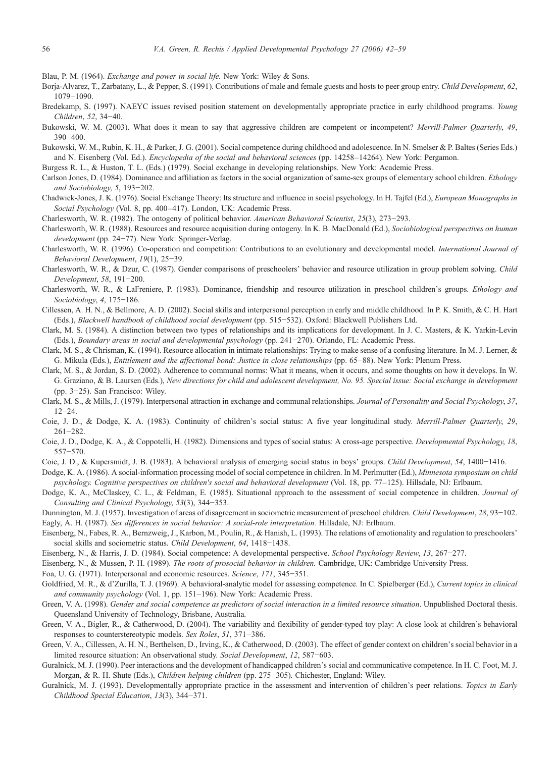Blau, P. M. (1964). *Exchange and power in social life.* New York: Wiley & Sons.

Borja-Alvarez, T., Zarbatany, L., & Pepper, S. (1991). Contributions of male and female guests and hosts to peer group entry. *Child Development*, *62*, 1079−1090.

Bredekamp, S. (1997). NAEYC issues revised position statement on developmentally appropriate practice in early childhood programs. *Young Children*, *52*, 34−40.

Bukowski, W. M. (2003). What does it mean to say that aggressive children are competent or incompetent? *Merrill-Palmer Quarterly*, *49*, 390−400.

Bukowski, W. M., Rubin, K. H., & Parker, J. G. (2001). Social competence during childhood and adolescence. In N. Smelser & P. Baltes (Series Eds.) and N. Eisenberg (Vol. Ed.). *Encyclopedia of the social and behavioral sciences* (pp. 14258–14264). New York: Pergamon.

Burgess R. L., & Huston, T. L. (Eds.) (1979). Social exchange in developing relationships. New York: Academic Press.

Carlson Jones, D. (1984). Dominance and affiliation as factors in the social organization of same-sex groups of elementary school children. *Ethology and Sociobiology*, *5*, 193−202.

Chadwick-Jones, J. K. (1976). Social Exchange Theory: Its structure and influence in social psychology. In H. Tajfel (Ed.), *European Monographs in Social Psychology* (Vol. 8, pp. 400–417). London, UK: Academic Press.

Charlesworth, W. R. (1982). The ontogeny of political behavior. *American Behavioral Scientist*, *25*(3), 273−293.

Charlesworth, W. R. (1988). Resources and resource acquisition during ontogeny. In K. B. MacDonald (Ed.), *Sociobiological perspectives on human development* (pp. 24−77). New York: Springer-Verlag.

Charlesworth, W. R. (1996). Co-operation and competition: Contributions to an evolutionary and developmental model. *International Journal of Behavioral Development*, *19*(1), 25−39.

Charlesworth, W. R., & Dzur, C. (1987). Gender comparisons of preschoolers' behavior and resource utilization in group problem solving. *Child Development*, *58*, 191−200.

Charlesworth, W. R., & LaFreniere, P. (1983). Dominance, friendship and resource utilization in preschool children's groups. *Ethology and Sociobiology*, *4*, 175−186.

Cillessen, A. H. N., & Bellmore, A. D. (2002). Social skills and interpersonal perception in early and middle childhood. In P. K. Smith, & C. H. Hart (Eds.), *Blackwell handbook of childhood social development* (pp. 515−532). Oxford: Blackwell Publishers Ltd.

Clark, M. S. (1984). A distinction between two types of relationships and its implications for development. In J. C. Masters, & K. Yarkin-Levin (Eds.), *Boundary areas in social and developmental psychology* (pp. 241−270). Orlando, FL: Academic Press.

Clark, M. S., & Chrisman, K. (1994). Resource allocation in intimate relationships: Trying to make sense of a confusing literature. In M. J. Lerner, & G. Mikula (Eds.), *Entitlement and the affectional bond: Justice in close relationships* (pp. 65−88). New York: Plenum Press.

Clark, M. S., & Jordan, S. D. (2002). Adherence to communal norms: What it means, when it occurs, and some thoughts on how it develops. In W. G. Graziano, & B. Laursen (Eds.), *New directions for child and adolescent development, No. 95. Special issue: Social exchange in development* (pp. 3−25). San Francisco: Wiley.

Clark, M. S., & Mills, J. (1979). Interpersonal attraction in exchange and communal relationships. *Journal of Personality and Social Psychology*, *37*, 12−24.

Coie, J. D., & Dodge, K. A. (1983). Continuity of children's social status: A five year longitudinal study. *Merrill-Palmer Quarterly*, *29*, 261−282.

Coie, J. D., Dodge, K. A., & Coppotelli, H. (1982). Dimensions and types of social status: A cross-age perspective. *Developmental Psychology*, *18*, 557−570.

Coie, J. D., & Kupersmidt, J. B. (1983). A behavioral analysis of emerging social status in boys' groups. *Child Development*, *54*, 1400−1416.

Dodge, K. A. (1986). A social-information processing model of social competence in children. In M. Perlmutter (Ed.), *Minnesota symposium on child psychology. Cognitive perspectives on children's social and behavioral development* (Vol. 18, pp. 77–125). Hillsdale, NJ: Erlbaum.

Dodge, K. A., McClaskey, C. L., & Feldman, E. (1985). Situational approach to the assessment of social competence in children. *Journal of Consulting and Clinical Psychology*, *53*(3), 344−353.

Dunnington, M. J. (1957). Investigation of areas of disagreement in sociometric measurement of preschool children. *Child Development*, *28*, 93−102.

Eagly, A. H. (1987). *Sex differences in social behavior: A social-role interpretation.* Hillsdale, NJ: Erlbaum.

Eisenberg, N., Fabes, R. A., Bernzweig, J., Karbon, M., Poulin, R., & Hanish, L. (1993). The relations of emotionality and regulation to preschoolers' social skills and sociometric status. *Child Development*, *64*, 1418−1438.

Eisenberg, N., & Harris, J. D. (1984). Social competence: A developmental perspective. *School Psychology Review*, *13*, 267−277.

Eisenberg, N., & Mussen, P. H. (1989). *The roots of prosocial behavior in children.* Cambridge, UK: Cambridge University Press.

Foa, U. G. (1971). Interpersonal and economic resources. *Science*, *171*, 345−351.

Goldfried, M. R., & d'Zurilla, T. J. (1969). A behavioral-analytic model for assessing competence. In C. Spielberger (Ed.), *Current topics in clinical and community psychology* (Vol. 1, pp. 151–196). New York: Academic Press.

Green, V. A. (1998). *Gender and social competence as predictors of social interaction in a limited resource situation*. Unpublished Doctoral thesis. Queensland University of Technology, Brisbane, Australia.

Green, V. A., Bigler, R., & Catherwood, D. (2004). The variability and flexibility of gender-typed toy play: A close look at children's behavioral responses to counterstereotypic models. *Sex Roles*, *51*, 371−386.

Green, V. A., Cillessen, A. H. N., Berthelsen, D., Irving, K., & Catherwood, D. (2003). The effect of gender context on children's social behavior in a limited resource situation: An observational study. *Social Development*, *12*, 587−603.

Guralnick, M. J. (1990). Peer interactions and the development of handicapped children's social and communicative competence. In H. C. Foot, M. J. Morgan, & R. H. Shute (Eds.), *Children helping children* (pp. 275−305). Chichester, England: Wiley.

Guralnick, M. J. (1993). Developmentally appropriate practice in the assessment and intervention of children's peer relations. *Topics in Early Childhood Special Education*, *13*(3), 344−371.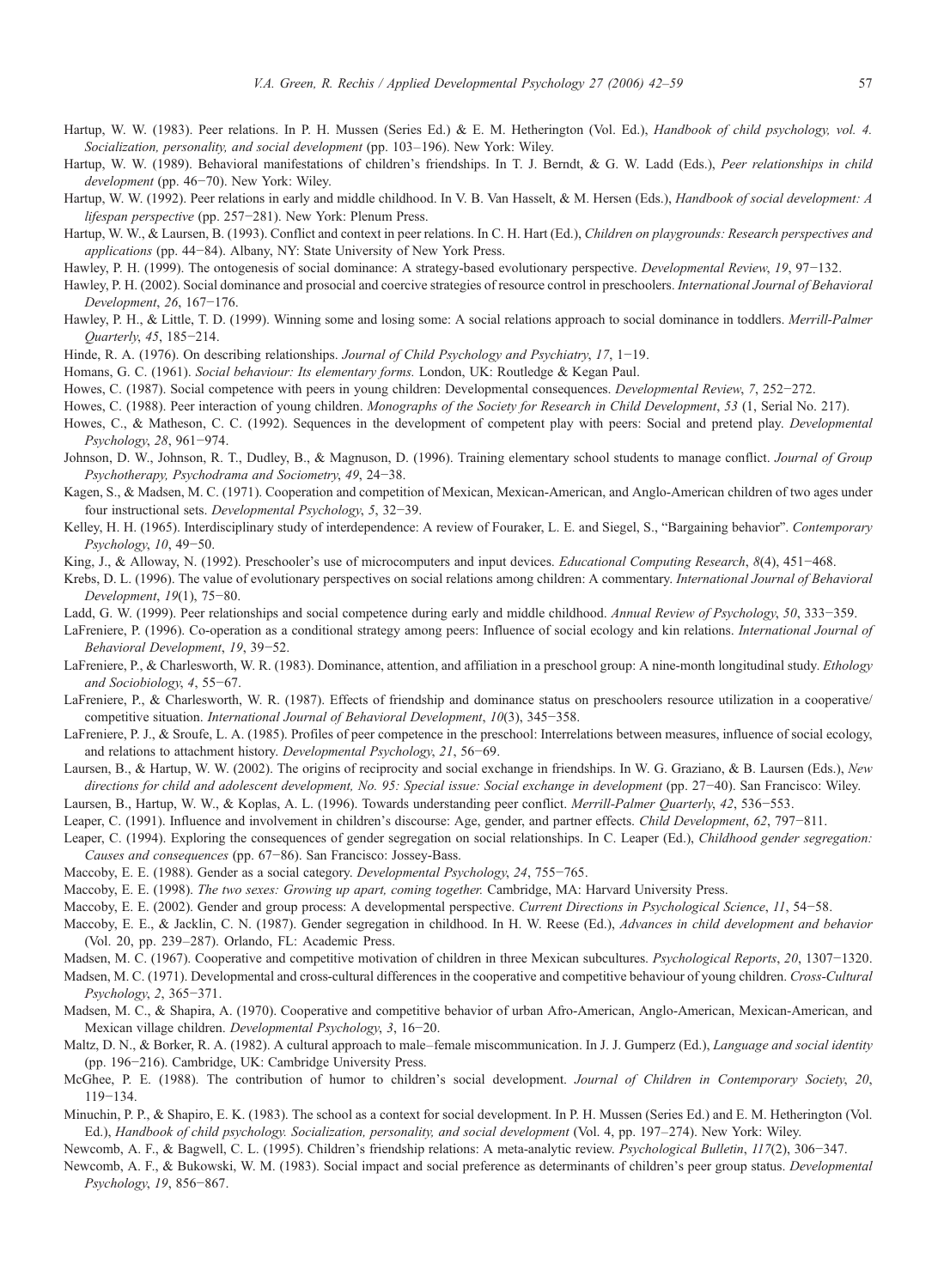Hartup, W. W. (1983). Peer relations. In P. H. Mussen (Series Ed.) & E. M. Hetherington (Vol. Ed.), *Handbook of child psychology, vol. 4. Socialization, personality, and social development* (pp. 103–196). New York: Wiley.

Hartup, W. W. (1989). Behavioral manifestations of children's friendships. In T. J. Berndt, & G. W. Ladd (Eds.), *Peer relationships in child development* (pp. 46−70). New York: Wiley.

Hartup, W. W. (1992). Peer relations in early and middle childhood. In V. B. Van Hasselt, & M. Hersen (Eds.), *Handbook of social development: A lifespan perspective* (pp. 257−281). New York: Plenum Press.

Hartup, W. W., & Laursen, B. (1993). Conflict and context in peer relations. In C. H. Hart (Ed.), *Children on playgrounds: Research perspectives and applications* (pp. 44−84). Albany, NY: State University of New York Press.

Hawley, P. H. (1999). The ontogenesis of social dominance: A strategy-based evolutionary perspective. *Developmental Review*, *19*, 97−132.

Hawley, P. H. (2002). Social dominance and prosocial and coercive strategies of resource control in preschoolers. *International Journal of Behavioral Development*, *26*, 167−176.

Hawley, P. H., & Little, T. D. (1999). Winning some and losing some: A social relations approach to social dominance in toddlers. *Merrill-Palmer Quarterly*, *45*, 185−214.

Hinde, R. A. (1976). On describing relationships. *Journal of Child Psychology and Psychiatry*, *17*, 1−19.

Homans, G. C. (1961). *Social behaviour: Its elementary forms.* London, UK: Routledge & Kegan Paul.

Howes, C. (1987). Social competence with peers in young children: Developmental consequences. *Developmental Review*, *7*, 252−272.

Howes, C. (1988). Peer interaction of young children. *Monographs of the Society for Research in Child Development*, *53* (1, Serial No. 217).

Howes, C., & Matheson, C. C. (1992). Sequences in the development of competent play with peers: Social and pretend play. *Developmental Psychology*, *28*, 961−974.

Johnson, D. W., Johnson, R. T., Dudley, B., & Magnuson, D. (1996). Training elementary school students to manage conflict. *Journal of Group Psychotherapy, Psychodrama and Sociometry*, *49*, 24−38.

Kagen, S., & Madsen, M. C. (1971). Cooperation and competition of Mexican, Mexican-American, and Anglo-American children of two ages under four instructional sets. *Developmental Psychology*, *5*, 32−39.

Kelley, H. H. (1965). Interdisciplinary study of interdependence: A review of Fouraker, L. E. and Siegel, S., "Bargaining behavior". *Contemporary Psychology*, *10*, 49−50.

King, J., & Alloway, N. (1992). Preschooler's use of microcomputers and input devices. *Educational Computing Research*, *8*(4), 451−468.

Krebs, D. L. (1996). The value of evolutionary perspectives on social relations among children: A commentary. *International Journal of Behavioral Development*, *19*(1), 75−80.

Ladd, G. W. (1999). Peer relationships and social competence during early and middle childhood. *Annual Review of Psychology*, *50*, 333−359.

LaFreniere, P. (1996). Co-operation as a conditional strategy among peers: Influence of social ecology and kin relations. *International Journal of Behavioral Development*, *19*, 39−52.

LaFreniere, P., & Charlesworth, W. R. (1983). Dominance, attention, and affiliation in a preschool group: A nine-month longitudinal study. *Ethology and Sociobiology*, *4*, 55−67.

LaFreniere, P., & Charlesworth, W. R. (1987). Effects of friendship and dominance status on preschoolers resource utilization in a cooperative/competitive situation. *International Journal of Behavioral Development*, *10*(3), 345−358.

LaFreniere, P. J., & Sroufe, L. A. (1985). Profiles of peer competence in the preschool: Interrelations between measures, influence of social ecology, and relations to attachment history. *Developmental Psychology*, *21*, 56−69.

Laursen, B., & Hartup, W. W. (2002). The origins of reciprocity and social exchange in friendships. In W. G. Graziano, & B. Laursen (Eds.), *New directions for child and adolescent development, No. 95: Special issue: Social exchange in development* (pp. 27−40). San Francisco: Wiley.

Laursen, B., Hartup, W. W., & Koplas, A. L. (1996). Towards understanding peer conflict. *Merrill-Palmer Quarterly*, *42*, 536−553.

Leaper, C. (1991). Influence and involvement in children's discourse: Age, gender, and partner effects. *Child Development*, *62*, 797−811.

Leaper, C. (1994). Exploring the consequences of gender segregation on social relationships. In C. Leaper (Ed.), *Childhood gender segregation: Causes and consequences* (pp. 67−86). San Francisco: Jossey-Bass.

Maccoby, E. E. (1988). Gender as a social category. *Developmental Psychology*, *24*, 755−765.

Maccoby, E. E. (1998). *The two sexes: Growing up apart, coming together.* Cambridge, MA: Harvard University Press.

Maccoby, E. E. (2002). Gender and group process: A developmental perspective. *Current Directions in Psychological Science*, *11*, 54−58.

Maccoby, E. E., & Jacklin, C. N. (1987). Gender segregation in childhood. In H. W. Reese (Ed.), *Advances in child development and behavior* (Vol. 20, pp. 239–287). Orlando, FL: Academic Press.

Madsen, M. C. (1967). Cooperative and competitive motivation of children in three Mexican subcultures. *Psychological Reports*, *20*, 1307−1320.

Madsen, M. C. (1971). Developmental and cross-cultural differences in the cooperative and competitive behaviour of young children. *Cross-Cultural Psychology*, *2*, 365−371.

Madsen, M. C., & Shapira, A. (1970). Cooperative and competitive behavior of urban Afro-American, Anglo-American, Mexican-American, and Mexican village children. *Developmental Psychology*, *3*, 16−20.

Maltz, D. N., & Borker, R. A. (1982). A cultural approach to male–female miscommunication. In J. J. Gumperz (Ed.), *Language and social identity* (pp. 196−216). Cambridge, UK: Cambridge University Press.

McGhee, P. E. (1988). The contribution of humor to children's social development. *Journal of Children in Contemporary Society*, *20*, 119−134.

Minuchin, P. P., & Shapiro, E. K. (1983). The school as a context for social development. In P. H. Mussen (Series Ed.) and E. M. Hetherington (Vol. Ed.), *Handbook of child psychology. Socialization, personality, and social development* (Vol. 4, pp. 197–274). New York: Wiley.

Newcomb, A. F., & Bagwell, C. L. (1995). Children's friendship relations: A meta-analytic review. *Psychological Bulletin*, *117*(2), 306−347.

Newcomb, A. F., & Bukowski, W. M. (1983). Social impact and social preference as determinants of children's peer group status. *Developmental Psychology*, *19*, 856−867.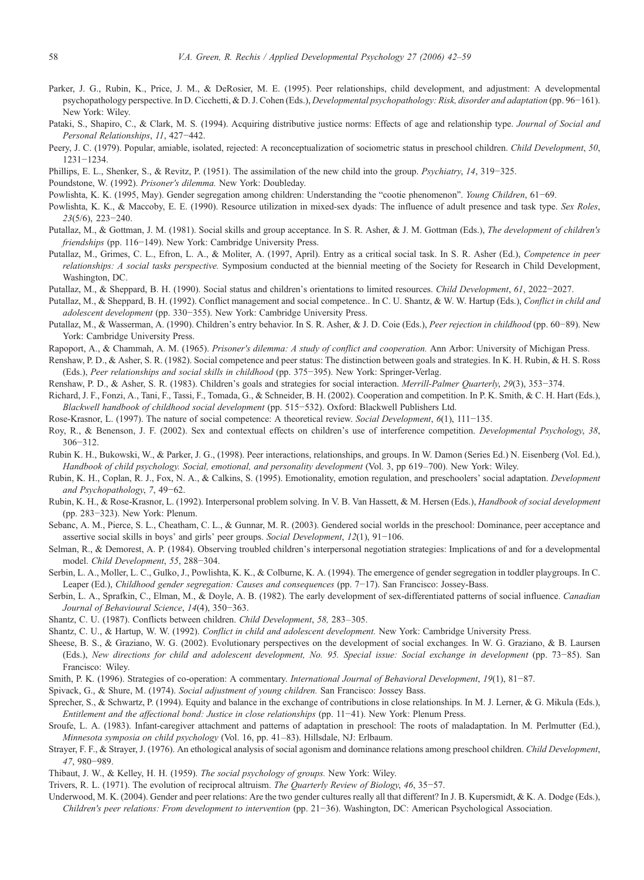Parker, J. G., Rubin, K., Price, J. M., & DeRosier, M. E. (1995). Peer relationships, child development, and adjustment: A developmental psychopathology perspective. In D. Cicchetti, & D. J. Cohen (Eds.), *Developmental psychopathology: Risk, disorder and adaptation* (pp. 96−161). New York: Wiley.

Pataki, S., Shapiro, C., & Clark, M. S. (1994). Acquiring distributive justice norms: Effects of age and relationship type. *Journal of Social and Personal Relationships*, *11*, 427−442.

Peery, J. C. (1979). Popular, amiable, isolated, rejected: A reconceptualization of sociometric status in preschool children. *Child Development*, *50*, 1231−1234.

Phillips, E. L., Shenker, S., & Revitz, P. (1951). The assimilation of the new child into the group. *Psychiatry*, *14*, 319−325.

Poundstone, W. (1992). *Prisoner's dilemma.* New York: Doubleday.

Powlishta, K. K. (1995, May). Gender segregation among children: Understanding the "cootie phenomenon". *Young Children*, 61−69.

Powlishta, K. K., & Maccoby, E. E. (1990). Resource utilization in mixed-sex dyads: The influence of adult presence and task type. *Sex Roles*, *23*(5/6), 223−240.

Putallaz, M., & Gottman, J. M. (1981). Social skills and group acceptance. In S. R. Asher, & J. M. Gottman (Eds.), *The development of children's friendships* (pp. 116−149). New York: Cambridge University Press.

Putallaz, M., Grimes, C. L., Efron, L. A., & Moliter, A. (1997, April). Entry as a critical social task. In S. R. Asher (Ed.), *Competence in peer relationships: A social tasks perspective.* Symposium conducted at the biennial meeting of the Society for Research in Child Development, Washington, DC.

Putallaz, M., & Sheppard, B. H. (1990). Social status and children's orientations to limited resources. *Child Development*, *61*, 2022−2027.

Putallaz, M., & Sheppard, B. H. (1992). Conflict management and social competence.. In C. U. Shantz, & W. W. Hartup (Eds.), *Conflict in child and adolescent development* (pp. 330−355). New York: Cambridge University Press.

Putallaz, M., & Wasserman, A. (1990). Children's entry behavior. In S. R. Asher, & J. D. Coie (Eds.), *Peer rejection in childhood* (pp. 60−89). New York: Cambridge University Press.

Rapoport, A., & Chammah, A. M. (1965). *Prisoner's dilemma: A study of conflict and cooperation.* Ann Arbor: University of Michigan Press.

Renshaw, P. D., & Asher, S. R. (1982). Social competence and peer status: The distinction between goals and strategies. In K. H. Rubin, & H. S. Ross (Eds.), *Peer relationships and social skills in childhood* (pp. 375−395). New York: Springer-Verlag.

Renshaw, P. D., & Asher, S. R. (1983). Children's goals and strategies for social interaction. *Merrill-Palmer Quarterly*, *29*(3), 353−374.

Richard, J. F., Fonzi, A., Tani, F., Tassi, F., Tomada, G., & Schneider, B. H. (2002). Cooperation and competition. In P. K. Smith, & C. H. Hart (Eds.), *Blackwell handbook of childhood social development* (pp. 515−532). Oxford: Blackwell Publishers Ltd.

Rose-Krasnor, L. (1997). The nature of social competence: A theoretical review. *Social Development*, *6*(1), 111−135.

Roy, R., & Benenson, J. F. (2002). Sex and contextual effects on children's use of interference competition. *Developmental Psychology*, *38*, 306−312.

Rubin K. H., Bukowski, W., & Parker, J. G., (1998). Peer interactions, relationships, and groups. In W. Damon (Series Ed.) N. Eisenberg (Vol. Ed.), *Handbook of child psychology. Social, emotional, and personality development* (Vol. 3, pp 619–700). New York: Wiley.

Rubin, K. H., Coplan, R. J., Fox, N. A., & Calkins, S. (1995). Emotionality, emotion regulation, and preschoolers' social adaptation. *Development and Psychopathology*, *7*, 49−62.

Rubin, K. H., & Rose-Krasnor, L. (1992). Interpersonal problem solving. In V. B. Van Hassett, & M. Hersen (Eds.), *Handbook of social development* (pp. 283−323). New York: Plenum.

Sebanc, A. M., Pierce, S. L., Cheatham, C. L., & Gunnar, M. R. (2003). Gendered social worlds in the preschool: Dominance, peer acceptance and assertive social skills in boys' and girls' peer groups. *Social Development*, *12*(1), 91−106.

Selman, R., & Demorest, A. P. (1984). Observing troubled children's interpersonal negotiation strategies: Implications of and for a developmental model. *Child Development*, *55*, 288−304.

Serbin, L. A., Moller, L. C., Gulko, J., Powlishta, K. K., & Colburne, K. A. (1994). The emergence of gender segregation in toddler playgroups. In C. Leaper (Ed.), *Childhood gender segregation: Causes and consequences* (pp. 7−17). San Francisco: Jossey-Bass.

Serbin, L. A., Sprafkin, C., Elman, M., & Doyle, A. B. (1982). The early development of sex-differentiated patterns of social influence. *Canadian Journal of Behavioural Science*, *14*(4), 350−363.

Shantz, C. U. (1987). Conflicts between children. *Child Development*, *58,* 283–305.

Shantz, C. U., & Hartup, W. W. (1992). *Conflict in child and adolescent development.* New York: Cambridge University Press.

Sheese, B. S., & Graziano, W. G. (2002). Evolutionary perspectives on the development of social exchanges. In W. G. Graziano, & B. Laursen (Eds.), *New directions for child and adolescent development, No. 95. Special issue: Social exchange in development* (pp. 73−85). San Francisco: Wiley.

Smith, P. K. (1996). Strategies of co-operation: A commentary. *International Journal of Behavioral Development*, *19*(1), 81−87.

Spivack, G., & Shure, M. (1974). *Social adjustment of young children.* San Francisco: Jossey Bass.

Sprecher, S., & Schwartz, P. (1994). Equity and balance in the exchange of contributions in close relationships. In M. J. Lerner, & G. Mikula (Eds.), *Entitlement and the affectional bond: Justice in close relationships* (pp. 11−41). New York: Plenum Press.

Sroufe, L. A. (1983). Infant-caregiver attachment and patterns of adaptation in preschool: The roots of maladaptation. In M. Perlmutter (Ed.), *Minnesota symposia on child psychology* (Vol. 16, pp. 41–83). Hillsdale, NJ: Erlbaum.

Strayer, F. F., & Strayer, J. (1976). An ethological analysis of social agonism and dominance relations among preschool children. *Child Development*, *47*, 980−989.

Thibaut, J. W., & Kelley, H. H. (1959). *The social psychology of groups.* New York: Wiley.

Trivers, R. L. (1971). The evolution of reciprocal altruism. *The Quarterly Review of Biology*, *46*, 35−57.

Underwood, M. K. (2004). Gender and peer relations: Are the two gender cultures really all that different? In J. B. Kupersmidt, & K. A. Dodge (Eds.), *Children's peer relations: From development to intervention* (pp. 21−36). Washington, DC: American Psychological Association.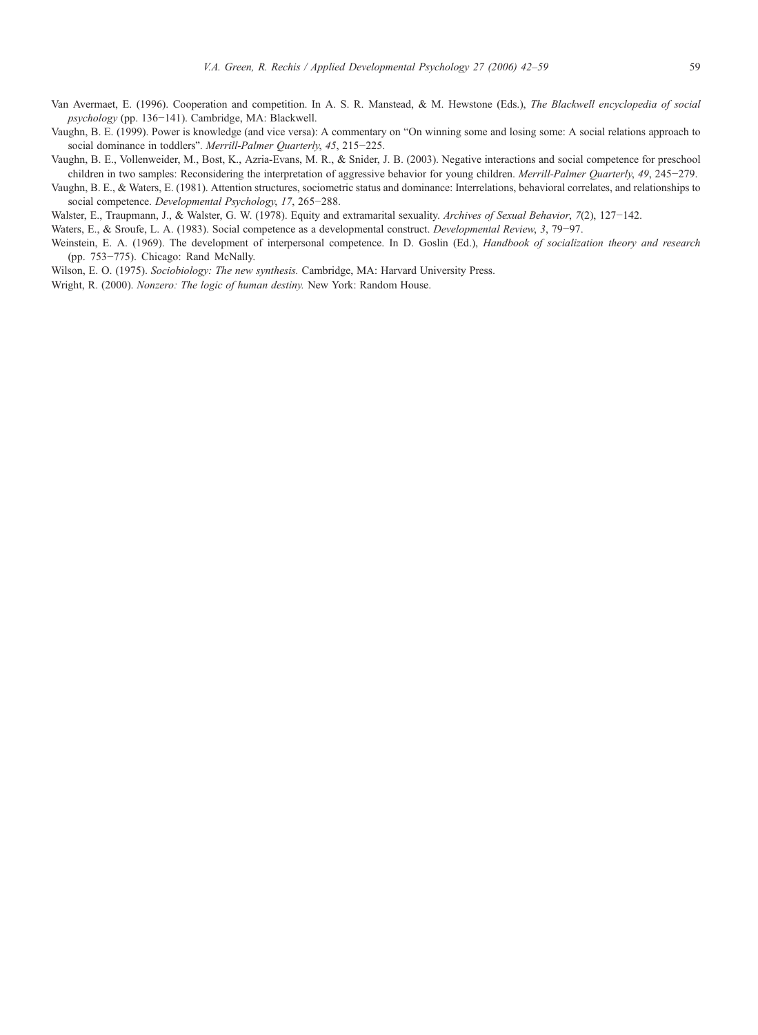Van Avermaet, E. (1996). Cooperation and competition. In A. S. R. Manstead, & M. Hewstone (Eds.), *The Blackwell encyclopedia of social psychology* (pp. 136−141). Cambridge, MA: Blackwell.

Vaughn, B. E. (1999). Power is knowledge (and vice versa): A commentary on "On winning some and losing some: A social relations approach to social dominance in toddlers". *Merrill-Palmer Quarterly*, *45*, 215−225.

Vaughn, B. E., Vollenweider, M., Bost, K., Azria-Evans, M. R., & Snider, J. B. (2003). Negative interactions and social competence for preschool children in two samples: Reconsidering the interpretation of aggressive behavior for young children. *Merrill-Palmer Quarterly*, *49*, 245−279.

Vaughn, B. E., & Waters, E. (1981). Attention structures, sociometric status and dominance: Interrelations, behavioral correlates, and relationships to social competence. *Developmental Psychology*, *17*, 265−288.

Walster, E., Traupmann, J., & Walster, G. W. (1978). Equity and extramarital sexuality. *Archives of Sexual Behavior*, *7*(2), 127−142.

Waters, E., & Sroufe, L. A. (1983). Social competence as a developmental construct. *Developmental Review*, *3*, 79−97.

Weinstein, E. A. (1969). The development of interpersonal competence. In D. Goslin (Ed.), *Handbook of socialization theory and research* (pp. 753−775). Chicago: Rand McNally.

Wilson, E. O. (1975). *Sociobiology: The new synthesis.* Cambridge, MA: Harvard University Press.

Wright, R. (2000). *Nonzero: The logic of human destiny.* New York: Random House.